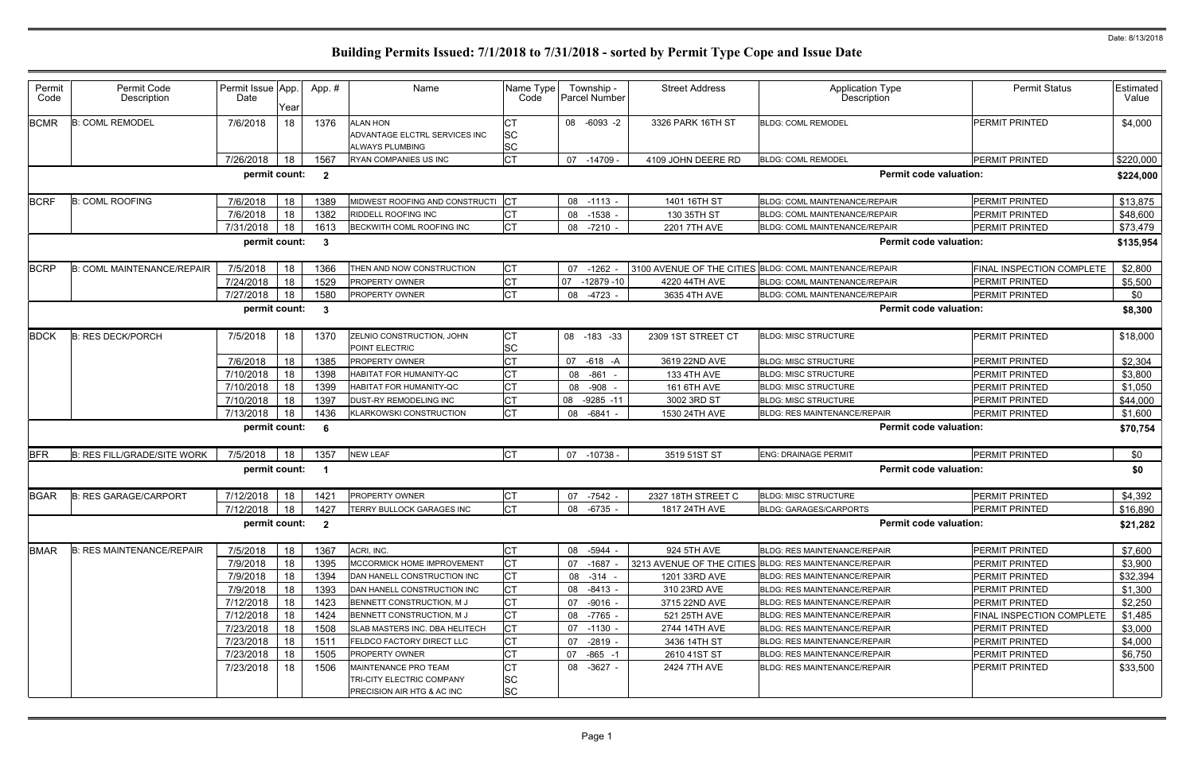Date: 8/13/2018

# Building Permits Issued: 7/1/2018 to 7/31/2018 - sorted by Permit Type Cope and Issue Date

| Permit Code | Permit Code Description | Permit Issue Date | App. Year | App. # | Name | Name Type Code | Township - Parcel Number | Street Address | Application Type Description | Permit Status | Estimated Value |
|---|---|---|---|---|---|---|---|---|---|---|---|
| BCMR | B: COML REMODEL | 7/6/2018 | 18 | 1376 | ALAN HON<br>ADVANTAGE ELCTRL SERVICES INC<br>ALWAYS PLUMBING | CT<br>SC<br>SC | 08 -6093 -2 | 3326 PARK 16TH ST | BLDG: COML REMODEL | PERMIT PRINTED | $4,000 |
| | | 7/26/2018 | 18 | 1567 | RYAN COMPANIES US INC | CT | 07 -14709 - | 4109 JOHN DEERE RD | BLDG: COML REMODEL | PERMIT PRINTED | $220,000 |
| | | permit count: | | 2 | | | | | Permit code valuation: | | $224,000 |
| BCRF | B: COML ROOFING | 7/6/2018 | 18 | 1389 | MIDWEST ROOFING AND CONSTRUCTI | CT | 08 -1113 - | 1401 16TH ST | BLDG: COML MAINTENANCE/REPAIR | PERMIT PRINTED | $13,875 |
| | | 7/6/2018 | 18 | 1382 | RIDDELL ROOFING INC | CT | 08 -1538 - | 130 35TH ST | BLDG: COML MAINTENANCE/REPAIR | PERMIT PRINTED | $48,600 |
| | | 7/31/2018 | 18 | 1613 | BECKWITH COML ROOFING INC | CT | 08 -7210 - | 2201 7TH AVE | BLDG: COML MAINTENANCE/REPAIR | PERMIT PRINTED | $73,479 |
| | | permit count: | | 3 | | | | | Permit code valuation: | | $135,954 |
| BCRP | B: COML MAINTENANCE/REPAIR | 7/5/2018 | 18 | 1366 | THEN AND NOW CONSTRUCTION | CT | 07 -1262 - | 3100 AVENUE OF THE CITIES | BLDG: COML MAINTENANCE/REPAIR | FINAL INSPECTION COMPLETE | $2,800 |
| | | 7/24/2018 | 18 | 1529 | PROPERTY OWNER | CT | 07 -12879 -10 | 4220 44TH AVE | BLDG: COML MAINTENANCE/REPAIR | PERMIT PRINTED | $5,500 |
| | | 7/27/2018 | 18 | 1580 | PROPERTY OWNER | CT | 08 -4723 - | 3635 4TH AVE | BLDG: COML MAINTENANCE/REPAIR | PERMIT PRINTED | $0 |
| | | permit count: | | 3 | | | | | Permit code valuation: | | $8,300 |
| BDCK | B: RES DECK/PORCH | 7/5/2018 | 18 | 1370 | ZELNIO CONSTRUCTION, JOHN<br>POINT ELECTRIC | CT<br>SC | 08 -183 -33 | 2309 1ST STREET CT | BLDG: MISC STRUCTURE | PERMIT PRINTED | $18,000 |
| | | 7/6/2018 | 18 | 1385 | PROPERTY OWNER | CT | 07 -618 -A | 3619 22ND AVE | BLDG: MISC STRUCTURE | PERMIT PRINTED | $2,304 |
| | | 7/10/2018 | 18 | 1398 | HABITAT FOR HUMANITY-QC | CT | 08 -861 - | 133 4TH AVE | BLDG: MISC STRUCTURE | PERMIT PRINTED | $3,800 |
| | | 7/10/2018 | 18 | 1399 | HABITAT FOR HUMANITY-QC | CT | 08 -908 - | 161 6TH AVE | BLDG: MISC STRUCTURE | PERMIT PRINTED | $1,050 |
| | | 7/10/2018 | 18 | 1397 | DUST-RY REMODELING INC | CT | 08 -9285 -11 | 3002 3RD ST | BLDG: MISC STRUCTURE | PERMIT PRINTED | $44,000 |
| | | 7/13/2018 | 18 | 1436 | KLARKOWSKI CONSTRUCTION | CT | 08 -6841 - | 1530 24TH AVE | BLDG: RES MAINTENANCE/REPAIR | PERMIT PRINTED | $1,600 |
| | | permit count: | | 6 | | | | | Permit code valuation: | | $70,754 |
| BFR | B: RES FILL/GRADE/SITE WORK | 7/5/2018 | 18 | 1357 | NEW LEAF | CT | 07 -10738 - | 3519 51ST ST | ENG: DRAINAGE PERMIT | PERMIT PRINTED | $0 |
| | | permit count: | | 1 | | | | | Permit code valuation: | | $0 |
| BGAR | B: RES GARAGE/CARPORT | 7/12/2018 | 18 | 1421 | PROPERTY OWNER | CT | 07 -7542 - | 2327 18TH STREET C | BLDG: MISC STRUCTURE | PERMIT PRINTED | $4,392 |
| | | 7/12/2018 | 18 | 1427 | TERRY BULLOCK GARAGES INC | CT | 08 -6735 - | 1817 24TH AVE | BLDG: GARAGES/CARPORTS | PERMIT PRINTED | $16,890 |
| | | permit count: | | 2 | | | | | Permit code valuation: | | $21,282 |
| BMAR | B: RES MAINTENANCE/REPAIR | 7/5/2018 | 18 | 1367 | ACRI, INC. | CT | 08 -5944 - | 924 5TH AVE | BLDG: RES MAINTENANCE/REPAIR | PERMIT PRINTED | $7,600 |
| | | 7/9/2018 | 18 | 1395 | MCCORMICK HOME IMPROVEMENT | CT | 07 -1687 - | 3213 AVENUE OF THE CITIES | BLDG: RES MAINTENANCE/REPAIR | PERMIT PRINTED | $3,900 |
| | | 7/9/2018 | 18 | 1394 | DAN HANELL CONSTRUCTION INC | CT | 08 -314 - | 1201 33RD AVE | BLDG: RES MAINTENANCE/REPAIR | PERMIT PRINTED | $32,394 |
| | | 7/9/2018 | 18 | 1393 | DAN HANELL CONSTRUCTION INC | CT | 08 -8413 - | 310 23RD AVE | BLDG: RES MAINTENANCE/REPAIR | PERMIT PRINTED | $1,300 |
| | | 7/12/2018 | 18 | 1423 | BENNETT CONSTRUCTION, M J | CT | 07 -9016 - | 3715 22ND AVE | BLDG: RES MAINTENANCE/REPAIR | PERMIT PRINTED | $2,250 |
| | | 7/12/2018 | 18 | 1424 | BENNETT CONSTRUCTION, M J | CT | 08 -7765 - | 521 25TH AVE | BLDG: RES MAINTENANCE/REPAIR | FINAL INSPECTION COMPLETE | $1,485 |
| | | 7/23/2018 | 18 | 1508 | SLAB MASTERS INC. DBA HELITECH | CT | 07 -1130 - | 2744 14TH AVE | BLDG: RES MAINTENANCE/REPAIR | PERMIT PRINTED | $3,000 |
| | | 7/23/2018 | 18 | 1511 | FELDCO FACTORY DIRECT LLC | CT | 07 -2819 - | 3436 14TH ST | BLDG: RES MAINTENANCE/REPAIR | PERMIT PRINTED | $4,000 |
| | | 7/23/2018 | 18 | 1505 | PROPERTY OWNER | CT | 07 -865 -1 | 2610 41ST ST | BLDG: RES MAINTENANCE/REPAIR | PERMIT PRINTED | $6,750 |
| | | 7/23/2018 | 18 | 1506 | MAINTENANCE PRO TEAM<br>TRI-CITY ELECTRIC COMPANY<br>PRECISION AIR HTG & AC INC | CT<br>SC<br>SC | 08 -3627 - | 2424 7TH AVE | BLDG: RES MAINTENANCE/REPAIR | PERMIT PRINTED | $33,500 |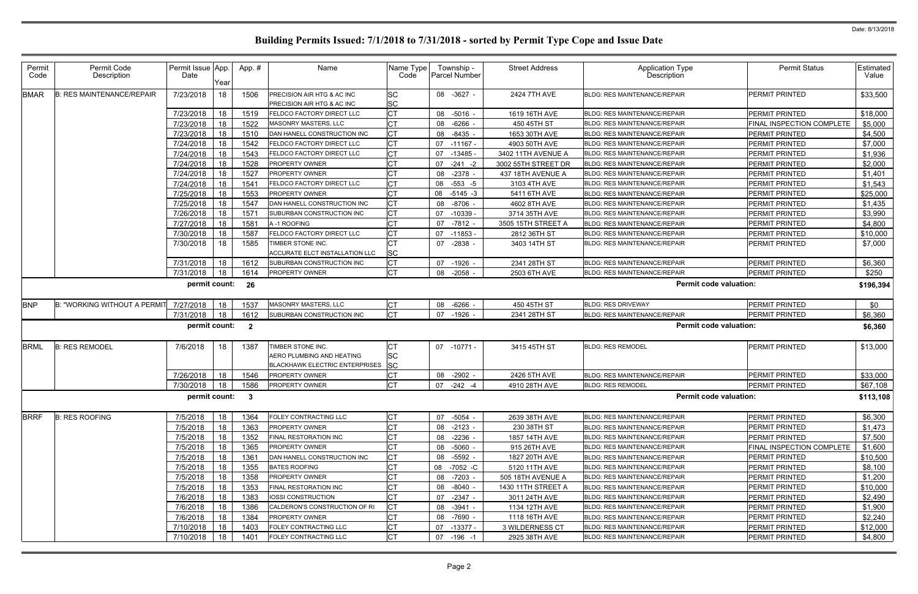Date: 8/13/2018

# Building Permits Issued: 7/1/2018 to 7/31/2018 - sorted by Permit Type Cope and Issue Date

| Permit Code | Permit Code Description | Permit Issue Date | App. Year | App. # | Name | Name Type Code | Township - Parcel Number | Street Address | Application Type Description | Permit Status | Estimated Value |
|---|---|---|---|---|---|---|---|---|---|---|---|
| BMAR | B: RES MAINTENANCE/REPAIR | 7/23/2018 | 18 | 1506 | PRECISION AIR HTG & AC INC<br>PRECISION AIR HTG & AC INC | SC<br>SC | 08 -3627 - | 2424 7TH AVE | BLDG: RES MAINTENANCE/REPAIR | PERMIT PRINTED | $33,500 |
| | | 7/23/2018 | 18 | 1519 | FELDCO FACTORY DIRECT LLC | CT | 08 -5016 - | 1619 16TH AVE | BLDG: RES MAINTENANCE/REPAIR | PERMIT PRINTED | $18,000 |
| | | 7/23/2018 | 18 | 1522 | MASONRY MASTERS, LLC | CT | 08 -6266 - | 450 45TH ST | BLDG: RES MAINTENANCE/REPAIR | FINAL INSPECTION COMPLETE | $5,000 |
| | | 7/23/2018 | 18 | 1510 | DAN HANELL CONSTRUCTION INC | CT | 08 -8435 - | 1653 30TH AVE | BLDG: RES MAINTENANCE/REPAIR | PERMIT PRINTED | $4,500 |
| | | 7/24/2018 | 18 | 1542 | FELDCO FACTORY DIRECT LLC | CT | 07 -11167 - | 4903 50TH AVE | BLDG: RES MAINTENANCE/REPAIR | PERMIT PRINTED | $7,000 |
| | | 7/24/2018 | 18 | 1543 | FELDCO FACTORY DIRECT LLC | CT | 07 -13485 - | 3402 11TH AVENUE A | BLDG: RES MAINTENANCE/REPAIR | PERMIT PRINTED | $1,936 |
| | | 7/24/2018 | 18 | 1528 | PROPERTY OWNER | CT | 07 -241 -2 | 3002 55TH STREET DR | BLDG: RES MAINTENANCE/REPAIR | PERMIT PRINTED | $2,000 |
| | | 7/24/2018 | 18 | 1527 | PROPERTY OWNER | CT | 08 -2378 - | 437 18TH AVENUE A | BLDG: RES MAINTENANCE/REPAIR | PERMIT PRINTED | $1,401 |
| | | 7/24/2018 | 18 | 1541 | FELDCO FACTORY DIRECT LLC | CT | 08 -553 -5 | 3103 4TH AVE | BLDG: RES MAINTENANCE/REPAIR | PERMIT PRINTED | $1,543 |
| | | 7/25/2018 | 18 | 1553 | PROPERTY OWNER | CT | 08 -5145 -3 | 5411 6TH AVE | BLDG: RES MAINTENANCE/REPAIR | PERMIT PRINTED | $25,000 |
| | | 7/25/2018 | 18 | 1547 | DAN HANELL CONSTRUCTION INC | CT | 08 -8706 - | 4602 8TH AVE | BLDG: RES MAINTENANCE/REPAIR | PERMIT PRINTED | $1,435 |
| | | 7/26/2018 | 18 | 1571 | SUBURBAN CONSTRUCTION INC | CT | 07 -10339 - | 3714 35TH AVE | BLDG: RES MAINTENANCE/REPAIR | PERMIT PRINTED | $3,990 |
| | | 7/27/2018 | 18 | 1581 | A -1 ROOFING | CT | 07 -7812 - | 3505 15TH STREET A | BLDG: RES MAINTENANCE/REPAIR | PERMIT PRINTED | $4,800 |
| | | 7/30/2018 | 18 | 1587 | FELDCO FACTORY DIRECT LLC | CT | 07 -11853 - | 2812 36TH ST | BLDG: RES MAINTENANCE/REPAIR | PERMIT PRINTED | $10,000 |
| | | 7/30/2018 | 18 | 1585 | TIMBER STONE INC.<br>ACCURATE ELCT INSTALLATION LLC | CT<br>SC | 07 -2838 - | 3403 14TH ST | BLDG: RES MAINTENANCE/REPAIR | PERMIT PRINTED | $7,000 |
| | | 7/31/2018 | 18 | 1612 | SUBURBAN CONSTRUCTION INC | CT | 07 -1926 - | 2341 28TH ST | BLDG: RES MAINTENANCE/REPAIR | PERMIT PRINTED | $6,360 |
| | | 7/31/2018 | 18 | 1614 | PROPERTY OWNER | CT | 08 -2058 - | 2503 6TH AVE | BLDG: RES MAINTENANCE/REPAIR | PERMIT PRINTED | $250 |
| | | **permit count:** | | **26** | | | | | **Permit code valuation:** | | **$196,394** |
| BNP | B: "WORKING WITHOUT A PERMIT | 7/27/2018 | 18 | 1537 | MASONRY MASTERS, LLC | CT | 08 -6266 - | 450 45TH ST | BLDG: RES DRIVEWAY | PERMIT PRINTED | $0 |
| | | 7/31/2018 | 18 | 1612 | SUBURBAN CONSTRUCTION INC | CT | 07 -1926 - | 2341 28TH ST | BLDG: RES MAINTENANCE/REPAIR | PERMIT PRINTED | $6,360 |
| | | **permit count:** | | **2** | | | | | **Permit code valuation:** | | **$6,360** |
| BRML | B: RES REMODEL | 7/6/2018 | 18 | 1387 | TIMBER STONE INC.<br>AERO PLUMBING AND HEATING<br>BLACKHAWK ELECTRIC ENTERPRISES | CT<br>SC<br>SC | 07 -10771 - | 3415 45TH ST | BLDG: RES REMODEL | PERMIT PRINTED | $13,000 |
| | | 7/26/2018 | 18 | 1546 | PROPERTY OWNER | CT | 08 -2902 - | 2426 5TH AVE | BLDG: RES MAINTENANCE/REPAIR | PERMIT PRINTED | $33,000 |
| | | 7/30/2018 | 18 | 1586 | PROPERTY OWNER | CT | 07 -242 -4 | 4910 28TH AVE | BLDG: RES REMODEL | PERMIT PRINTED | $67,108 |
| | | **permit count:** | | **3** | | | | | **Permit code valuation:** | | **$113,108** |
| BRRF | B: RES ROOFING | 7/5/2018 | 18 | 1364 | FOLEY CONTRACTING LLC | CT | 07 -5054 - | 2639 38TH AVE | BLDG: RES MAINTENANCE/REPAIR | PERMIT PRINTED | $6,300 |
| | | 7/5/2018 | 18 | 1363 | PROPERTY OWNER | CT | 08 -2123 - | 230 38TH ST | BLDG: RES MAINTENANCE/REPAIR | PERMIT PRINTED | $1,473 |
| | | 7/5/2018 | 18 | 1352 | FINAL RESTORATION INC | CT | 08 -2236 - | 1857 14TH AVE | BLDG: RES MAINTENANCE/REPAIR | PERMIT PRINTED | $7,500 |
| | | 7/5/2018 | 18 | 1365 | PROPERTY OWNER | CT | 08 -5060 - | 915 26TH AVE | BLDG: RES MAINTENANCE/REPAIR | FINAL INSPECTION COMPLETE | $1,600 |
| | | 7/5/2018 | 18 | 1361 | DAN HANELL CONSTRUCTION INC | CT | 08 -5592 - | 1827 20TH AVE | BLDG: RES MAINTENANCE/REPAIR | PERMIT PRINTED | $10,500 |
| | | 7/5/2018 | 18 | 1355 | BATES ROOFING | CT | 08 -7052 -C | 5120 11TH AVE | BLDG: RES MAINTENANCE/REPAIR | PERMIT PRINTED | $8,100 |
| | | 7/5/2018 | 18 | 1358 | PROPERTY OWNER | CT | 08 -7203 - | 505 18TH AVENUE A | BLDG: RES MAINTENANCE/REPAIR | PERMIT PRINTED | $1,200 |
| | | 7/5/2018 | 18 | 1353 | FINAL RESTORATION INC | CT | 08 -8040 - | 1430 11TH STREET A | BLDG: RES MAINTENANCE/REPAIR | PERMIT PRINTED | $10,000 |
| | | 7/6/2018 | 18 | 1383 | IOSSI CONSTRUCTION | CT | 07 -2347 - | 3011 24TH AVE | BLDG: RES MAINTENANCE/REPAIR | PERMIT PRINTED | $2,490 |
| | | 7/6/2018 | 18 | 1386 | CALDERON'S CONSTRUCTION OF RI | CT | 08 -3941 - | 1134 12TH AVE | BLDG: RES MAINTENANCE/REPAIR | PERMIT PRINTED | $1,900 |
| | | 7/6/2018 | 18 | 1384 | PROPERTY OWNER | CT | 08 -7690 - | 1118 16TH AVE | BLDG: RES MAINTENANCE/REPAIR | PERMIT PRINTED | $2,240 |
| | | 7/10/2018 | 18 | 1403 | FOLEY CONTRACTING LLC | CT | 07 -13377 - | 3 WILDERNESS CT | BLDG: RES MAINTENANCE/REPAIR | PERMIT PRINTED | $12,000 |
| | | 7/10/2018 | 18 | 1401 | FOLEY CONTRACTING LLC | CT | 07 -196 -1 | 2925 38TH AVE | BLDG: RES MAINTENANCE/REPAIR | PERMIT PRINTED | $4,800 |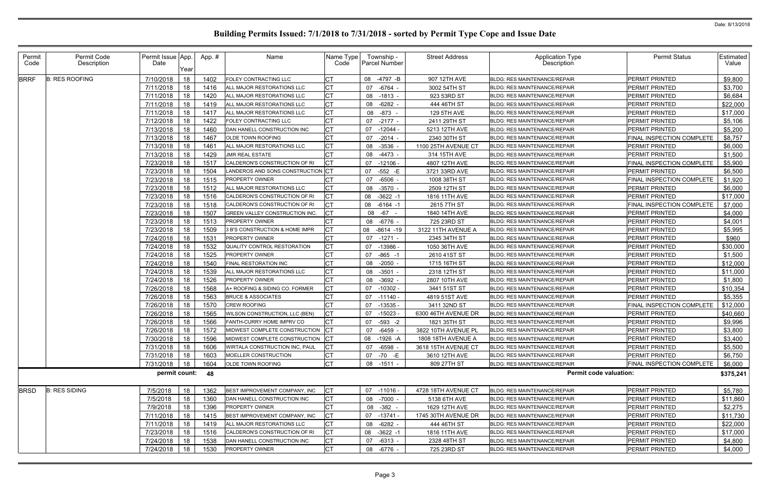Date: 8/13/2018

# Building Permits Issued: 7/1/2018 to 7/31/2018 - sorted by Permit Type Cope and Issue Date

| Permit Code | Permit Code Description | Permit Issue Date | App. Year | App. # | Name | Name Type Code | Township - Parcel Number | Street Address | Application Type Description | Permit Status | Estimated Value |
|---|---|---|---|---|---|---|---|---|---|---|---|
| BRRF | B: RES ROOFING | 7/10/2018 | 18 | 1402 | FOLEY CONTRACTING LLC | CT | 08 -4797 -B | 907 12TH AVE | BLDG: RES MAINTENANCE/REPAIR | PERMIT PRINTED | $9,800 |
| | | 7/11/2018 | 18 | 1416 | ALL MAJOR RESTORATIONS LLC | CT | 07 -6764 - | 3002 54TH ST | BLDG: RES MAINTENANCE/REPAIR | PERMIT PRINTED | $3,700 |
| | | 7/11/2018 | 18 | 1420 | ALL MAJOR RESTORATIONS LLC | CT | 08 -1813 - | 923 53RD ST | BLDG: RES MAINTENANCE/REPAIR | PERMIT PRINTED | $6,684 |
| | | 7/11/2018 | 18 | 1419 | ALL MAJOR RESTORATIONS LLC | CT | 08 -6282 - | 444 46TH ST | BLDG: RES MAINTENANCE/REPAIR | PERMIT PRINTED | $22,000 |
| | | 7/11/2018 | 18 | 1417 | ALL MAJOR RESTORATIONS LLC | CT | 08 -873 - | 129 5TH AVE | BLDG: RES MAINTENANCE/REPAIR | PERMIT PRINTED | $17,000 |
| | | 7/12/2018 | 18 | 1422 | FOLEY CONTRACTING LLC | CT | 07 -2177 - | 2411 29TH ST | BLDG: RES MAINTENANCE/REPAIR | PERMIT PRINTED | $5,106 |
| | | 7/13/2018 | 18 | 1460 | DAN HANELL CONSTRUCTION INC | CT | 07 -12044 - | 5213 12TH AVE | BLDG: RES MAINTENANCE/REPAIR | PERMIT PRINTED | $5,200 |
| | | 7/13/2018 | 18 | 1467 | OLDE TOWN ROOFING | CT | 07 -2014 - | 2340 30TH ST | BLDG: RES MAINTENANCE/REPAIR | FINAL INSPECTION COMPLETE | $8,757 |
| | | 7/13/2018 | 18 | 1461 | ALL MAJOR RESTORATIONS LLC | CT | 08 -3536 - | 1100 25TH AVENUE CT | BLDG: RES MAINTENANCE/REPAIR | PERMIT PRINTED | $6,000 |
| | | 7/13/2018 | 18 | 1429 | JMR REAL ESTATE | CT | 08 -4473 - | 314 15TH AVE | BLDG: RES MAINTENANCE/REPAIR | PERMIT PRINTED | $1,500 |
| | | 7/23/2018 | 18 | 1517 | CALDERON'S CONSTRUCTION OF RI | CT | 07 -12106 - | 4807 12TH AVE | BLDG: RES MAINTENANCE/REPAIR | FINAL INSPECTION COMPLETE | $5,900 |
| | | 7/23/2018 | 18 | 1504 | LANDEROS AND SONS CONSTRUCTION | CT | 07 -552 -E | 3721 33RD AVE | BLDG: RES MAINTENANCE/REPAIR | PERMIT PRINTED | $6,500 |
| | | 7/23/2018 | 18 | 1515 | PROPERTY OWNER | CT | 07 -6506 - | 1008 38TH ST | BLDG: RES MAINTENANCE/REPAIR | FINAL INSPECTION COMPLETE | $1,920 |
| | | 7/23/2018 | 18 | 1512 | ALL MAJOR RESTORATIONS LLC | CT | 08 -3570 - | 2509 12TH ST | BLDG: RES MAINTENANCE/REPAIR | PERMIT PRINTED | $6,000 |
| | | 7/23/2018 | 18 | 1516 | CALDERON'S CONSTRUCTION OF RI | CT | 08 -3622 -1 | 1816 11TH AVE | BLDG: RES MAINTENANCE/REPAIR | PERMIT PRINTED | $17,000 |
| | | 7/23/2018 | 18 | 1518 | CALDERON'S CONSTRUCTION OF RI | CT | 08 -6164 -1 | 2615 7TH ST | BLDG: RES MAINTENANCE/REPAIR | FINAL INSPECTION COMPLETE | $7,000 |
| | | 7/23/2018 | 18 | 1507 | GREEN VALLEY CONSTRUCTION INC. | CT | 08 -67 - | 1840 14TH AVE | BLDG: RES MAINTENANCE/REPAIR | PERMIT PRINTED | $4,000 |
| | | 7/23/2018 | 18 | 1513 | PROPERTY OWNER | CT | 08 -6776 - | 725 23RD ST | BLDG: RES MAINTENANCE/REPAIR | PERMIT PRINTED | $4,001 |
| | | 7/23/2018 | 18 | 1509 | 3 B'S CONSTRUCTION & HOME IMPR | CT | 08 -8614 -19 | 3122 11TH AVENUE A | BLDG: RES MAINTENANCE/REPAIR | PERMIT PRINTED | $5,995 |
| | | 7/24/2018 | 18 | 1531 | PROPERTY OWNER | CT | 07 -1271 - | 2345 34TH ST | BLDG: RES MAINTENANCE/REPAIR | PERMIT PRINTED | $960 |
| | | 7/24/2018 | 18 | 1532 | QUALITY CONTROL RESTORATION | CT | 07 -13986 - | 1050 36TH AVE | BLDG: RES MAINTENANCE/REPAIR | PERMIT PRINTED | $30,000 |
| | | 7/24/2018 | 18 | 1525 | PROPERTY OWNER | CT | 07 -865 -1 | 2610 41ST ST | BLDG: RES MAINTENANCE/REPAIR | PERMIT PRINTED | $1,500 |
| | | 7/24/2018 | 18 | 1540 | FINAL RESTORATION INC | CT | 08 -2050 - | 1715 16TH ST | BLDG: RES MAINTENANCE/REPAIR | PERMIT PRINTED | $12,000 |
| | | 7/24/2018 | 18 | 1539 | ALL MAJOR RESTORATIONS LLC | CT | 08 -3501 - | 2318 12TH ST | BLDG: RES MAINTENANCE/REPAIR | PERMIT PRINTED | $11,000 |
| | | 7/24/2018 | 18 | 1526 | PROPERTY OWNER | CT | 08 -3692 - | 2807 10TH AVE | BLDG: RES MAINTENANCE/REPAIR | PERMIT PRINTED | $1,800 |
| | | 7/26/2018 | 18 | 1568 | A+ ROOFING & SIDING CO. FORMER | CT | 07 -10302 - | 3441 51ST ST | BLDG: RES MAINTENANCE/REPAIR | PERMIT PRINTED | $10,354 |
| | | 7/26/2018 | 18 | 1563 | BRUCE & ASSOCIATES | CT | 07 -11140 - | 4819 51ST AVE | BLDG: RES MAINTENANCE/REPAIR | PERMIT PRINTED | $5,355 |
| | | 7/26/2018 | 18 | 1570 | CREW ROOFING | CT | 07 -13535 - | 3411 32ND ST | BLDG: RES MAINTENANCE/REPAIR | FINAL INSPECTION COMPLETE | $12,000 |
| | | 7/26/2018 | 18 | 1565 | WILSON CONSTRUCTION, LLC (BEN) | CT | 07 -15023 - | 6300 46TH AVENUE DR | BLDG: RES MAINTENANCE/REPAIR | PERMIT PRINTED | $40,660 |
| | | 7/26/2018 | 18 | 1566 | FANTH-CURRY HOME IMPRV CO | CT | 07 -593 -2 | 1821 35TH ST | BLDG: RES MAINTENANCE/REPAIR | PERMIT PRINTED | $9,996 |
| | | 7/26/2018 | 18 | 1572 | MIDWEST COMPLETE CONSTRUCTION | CT | 07 -6459 - | 3822 10TH AVENUE PL | BLDG: RES MAINTENANCE/REPAIR | PERMIT PRINTED | $3,800 |
| | | 7/30/2018 | 18 | 1596 | MIDWEST COMPLETE CONSTRUCTION | CT | 08 -1926 -A | 1808 18TH AVENUE A | BLDG: RES MAINTENANCE/REPAIR | PERMIT PRINTED | $3,400 |
| | | 7/31/2018 | 18 | 1606 | WIRTALA CONSTRUCTION INC, PAUL | CT | 07 -6598 - | 3618 15TH AVENUE CT | BLDG: RES MAINTENANCE/REPAIR | PERMIT PRINTED | $5,500 |
| | | 7/31/2018 | 18 | 1603 | MOELLER CONSTRUCTION | CT | 07 -70 -E | 3610 12TH AVE | BLDG: RES MAINTENANCE/REPAIR | PERMIT PRINTED | $6,750 |
| | | 7/31/2018 | 18 | 1604 | OLDE TOWN ROOFING | CT | 08 -1511 - | 809 27TH ST | BLDG: RES MAINTENANCE/REPAIR | FINAL INSPECTION COMPLETE | $6,000 |
| | | **permit count:** | | **48** | | | | | **Permit code valuation:** | | **$375,241** |
| BRSD | B: RES SIDING | 7/5/2018 | 18 | 1362 | BEST IMPROVEMENT COMPANY, INC | CT | 07 -11016 - | 4728 18TH AVENUE CT | BLDG: RES MAINTENANCE/REPAIR | PERMIT PRINTED | $5,780 |
| | | 7/5/2018 | 18 | 1360 | DAN HANELL CONSTRUCTION INC | CT | 08 -7000 - | 5138 6TH AVE | BLDG: RES MAINTENANCE/REPAIR | PERMIT PRINTED | $11,860 |
| | | 7/9/2018 | 18 | 1396 | PROPERTY OWNER | CT | 08 -382 - | 1629 12TH AVE | BLDG: RES MAINTENANCE/REPAIR | PERMIT PRINTED | $2,275 |
| | | 7/11/2018 | 18 | 1415 | BEST IMPROVEMENT COMPANY, INC | CT | 07 -13741 - | 1745 30TH AVENUE DR | BLDG: RES MAINTENANCE/REPAIR | PERMIT PRINTED | $11,730 |
| | | 7/11/2018 | 18 | 1419 | ALL MAJOR RESTORATIONS LLC | CT | 08 -6282 - | 444 46TH ST | BLDG: RES MAINTENANCE/REPAIR | PERMIT PRINTED | $22,000 |
| | | 7/23/2018 | 18 | 1516 | CALDERON'S CONSTRUCTION OF RI | CT | 08 -3622 -1 | 1816 11TH AVE | BLDG: RES MAINTENANCE/REPAIR | PERMIT PRINTED | $17,000 |
| | | 7/24/2018 | 18 | 1538 | DAN HANELL CONSTRUCTION INC | CT | 07 -6313 - | 2328 48TH ST | BLDG: RES MAINTENANCE/REPAIR | PERMIT PRINTED | $4,800 |
| | | 7/24/2018 | 18 | 1530 | PROPERTY OWNER | CT | 08 -6776 - | 725 23RD ST | BLDG: RES MAINTENANCE/REPAIR | PERMIT PRINTED | $4,000 |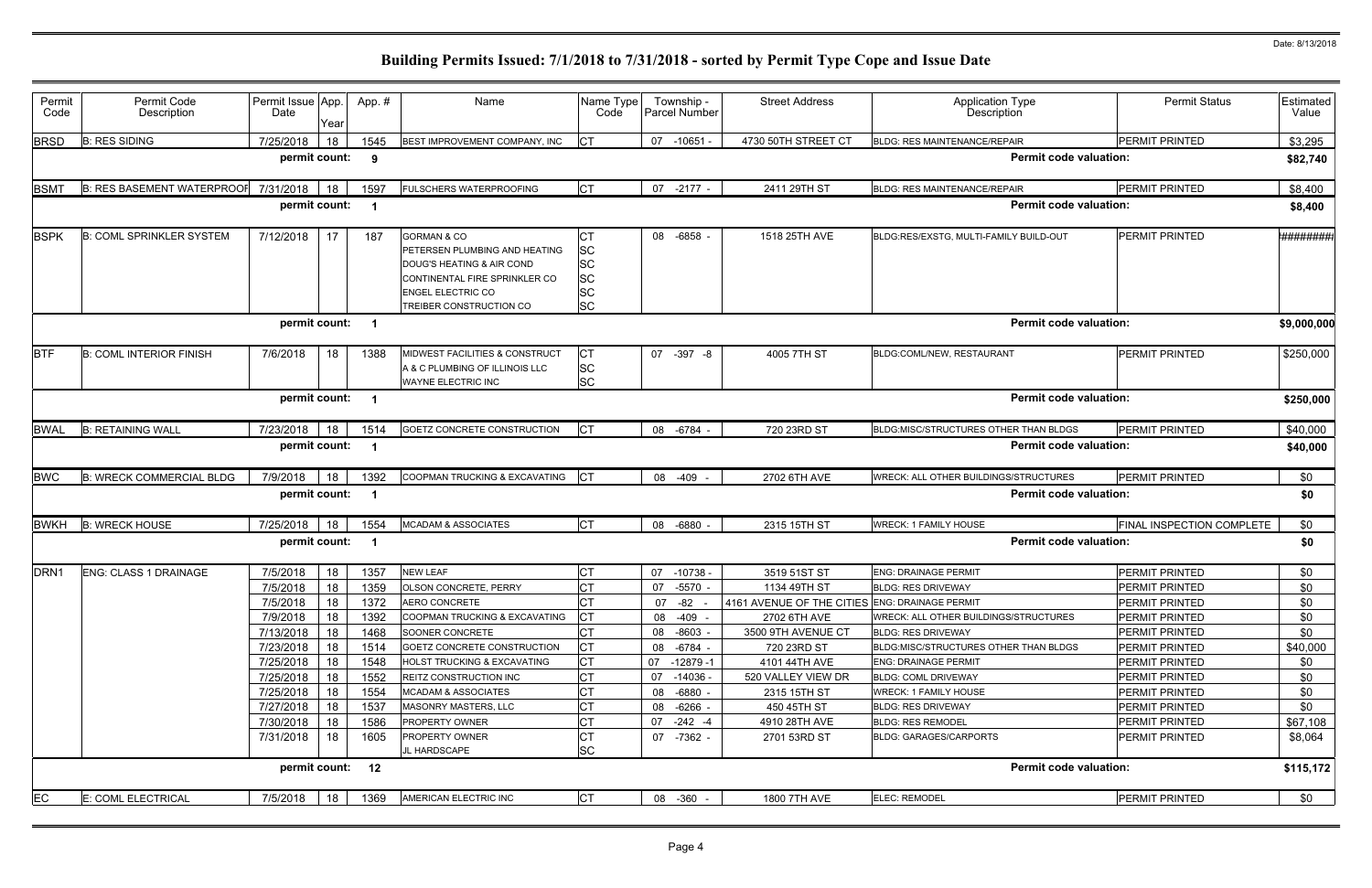# Building Permits Issued: 7/1/2018 to 7/31/2018 - sorted by Permit Type Cope and Issue Date

Date: 8/13/2018

| Permit Code | Permit Code Description | Permit Issue Date | App. Year | App. # | Name | Name Type Code | Township - Parcel Number | Street Address | Application Type Description | Permit Status | Estimated Value |
|---|---|---|---|---|---|---|---|---|---|---|---|
| BRSD | B: RES SIDING | 7/25/2018 | 18 | 1545 | BEST IMPROVEMENT COMPANY, INC | CT | 07 -10651 - | 4730 50TH STREET CT | BLDG: RES MAINTENANCE/REPAIR | PERMIT PRINTED | $3,295 |
| | | permit count: | | 9 | | | | | Permit code valuation: | | $82,740 |
| BSMT | B: RES BASEMENT WATERPROOF | 7/31/2018 | 18 | 1597 | FULSCHERS WATERPROOFING | CT | 07 -2177 - | 2411 29TH ST | BLDG: RES MAINTENANCE/REPAIR | PERMIT PRINTED | $8,400 |
| | | permit count: | | 1 | | | | | Permit code valuation: | | $8,400 |
| BSPK | B: COML SPRINKLER SYSTEM | 7/12/2018 | 17 | 187 | GORMAN & CO<br>PETERSEN PLUMBING AND HEATING<br>DOUG'S HEATING & AIR COND<br>CONTINENTAL FIRE SPRINKLER CO<br>ENGEL ELECTRIC CO<br>TREIBER CONSTRUCTION CO | CT<br>SC<br>SC<br>SC<br>SC<br>SC | 08 -6858 - | 1518 25TH AVE | BLDG:RES/EXSTG, MULTI-FAMILY BUILD-OUT | PERMIT PRINTED | ######## |
| | | permit count: | | 1 | | | | | Permit code valuation: | | $9,000,000 |
| BTF | B: COML INTERIOR FINISH | 7/6/2018 | 18 | 1388 | MIDWEST FACILITIES & CONSTRUCT<br>A & C PLUMBING OF ILLINOIS LLC<br>WAYNE ELECTRIC INC | CT<br>SC<br>SC | 07 -397 -8 | 4005 7TH ST | BLDG:COML/NEW, RESTAURANT | PERMIT PRINTED | $250,000 |
| | | permit count: | | 1 | | | | | Permit code valuation: | | $250,000 |
| BWAL | B: RETAINING WALL | 7/23/2018 | 18 | 1514 | GOETZ CONCRETE CONSTRUCTION | CT | 08 -6784 - | 720 23RD ST | BLDG:MISC/STRUCTURES OTHER THAN BLDGS | PERMIT PRINTED | $40,000 |
| | | permit count: | | 1 | | | | | Permit code valuation: | | $40,000 |
| BWC | B: WRECK COMMERCIAL BLDG | 7/9/2018 | 18 | 1392 | COOPMAN TRUCKING & EXCAVATING | CT | 08 -409 - | 2702 6TH AVE | WRECK: ALL OTHER BUILDINGS/STRUCTURES | PERMIT PRINTED | $0 |
| | | permit count: | | 1 | | | | | Permit code valuation: | | $0 |
| BWKH | B: WRECK HOUSE | 7/25/2018 | 18 | 1554 | MCADAM & ASSOCIATES | CT | 08 -6880 - | 2315 15TH ST | WRECK: 1 FAMILY HOUSE | FINAL INSPECTION COMPLETE | $0 |
| | | permit count: | | 1 | | | | | Permit code valuation: | | $0 |
| DRN1 | ENG: CLASS 1 DRAINAGE | 7/5/2018 | 18 | 1357 | NEW LEAF | CT | 07 -10738 - | 3519 51ST ST | ENG: DRAINAGE PERMIT | PERMIT PRINTED | $0 |
| | | 7/5/2018 | 18 | 1359 | OLSON CONCRETE, PERRY | CT | 07 -5570 - | 1134 49TH ST | BLDG: RES DRIVEWAY | PERMIT PRINTED | $0 |
| | | 7/5/2018 | 18 | 1372 | AERO CONCRETE | CT | 07 -82 - | 4161 AVENUE OF THE CITIES | ENG: DRAINAGE PERMIT | PERMIT PRINTED | $0 |
| | | 7/9/2018 | 18 | 1392 | COOPMAN TRUCKING & EXCAVATING | CT | 08 -409 - | 2702 6TH AVE | WRECK: ALL OTHER BUILDINGS/STRUCTURES | PERMIT PRINTED | $0 |
| | | 7/13/2018 | 18 | 1468 | SOONER CONCRETE | CT | 08 -8603 - | 3500 9TH AVENUE CT | BLDG: RES DRIVEWAY | PERMIT PRINTED | $0 |
| | | 7/23/2018 | 18 | 1514 | GOETZ CONCRETE CONSTRUCTION | CT | 08 -6784 - | 720 23RD ST | BLDG:MISC/STRUCTURES OTHER THAN BLDGS | PERMIT PRINTED | $40,000 |
| | | 7/25/2018 | 18 | 1548 | HOLST TRUCKING & EXCAVATING | CT | 07 -12879 -1 | 4101 44TH AVE | ENG: DRAINAGE PERMIT | PERMIT PRINTED | $0 |
| | | 7/25/2018 | 18 | 1552 | REITZ CONSTRUCTION INC | CT | 07 -14036 - | 520 VALLEY VIEW DR | BLDG: COML DRIVEWAY | PERMIT PRINTED | $0 |
| | | 7/25/2018 | 18 | 1554 | MCADAM & ASSOCIATES | CT | 08 -6880 - | 2315 15TH ST | WRECK: 1 FAMILY HOUSE | PERMIT PRINTED | $0 |
| | | 7/27/2018 | 18 | 1537 | MASONRY MASTERS, LLC | CT | 08 -6266 - | 450 45TH ST | BLDG: RES DRIVEWAY | PERMIT PRINTED | $0 |
| | | 7/30/2018 | 18 | 1586 | PROPERTY OWNER | CT | 07 -242 -4 | 4910 28TH AVE | BLDG: RES REMODEL | PERMIT PRINTED | $67,108 |
| | | 7/31/2018 | 18 | 1605 | PROPERTY OWNER<br>JL HARDSCAPE | CT<br>SC | 07 -7362 - | 2701 53RD ST | BLDG: GARAGES/CARPORTS | PERMIT PRINTED | $8,064 |
| | | permit count: | | 12 | | | | | Permit code valuation: | | $115,172 |
| EC | E: COML ELECTRICAL | 7/5/2018 | 18 | 1369 | AMERICAN ELECTRIC INC | CT | 08 -360 - | 1800 7TH AVE | ELEC: REMODEL | PERMIT PRINTED | $0 |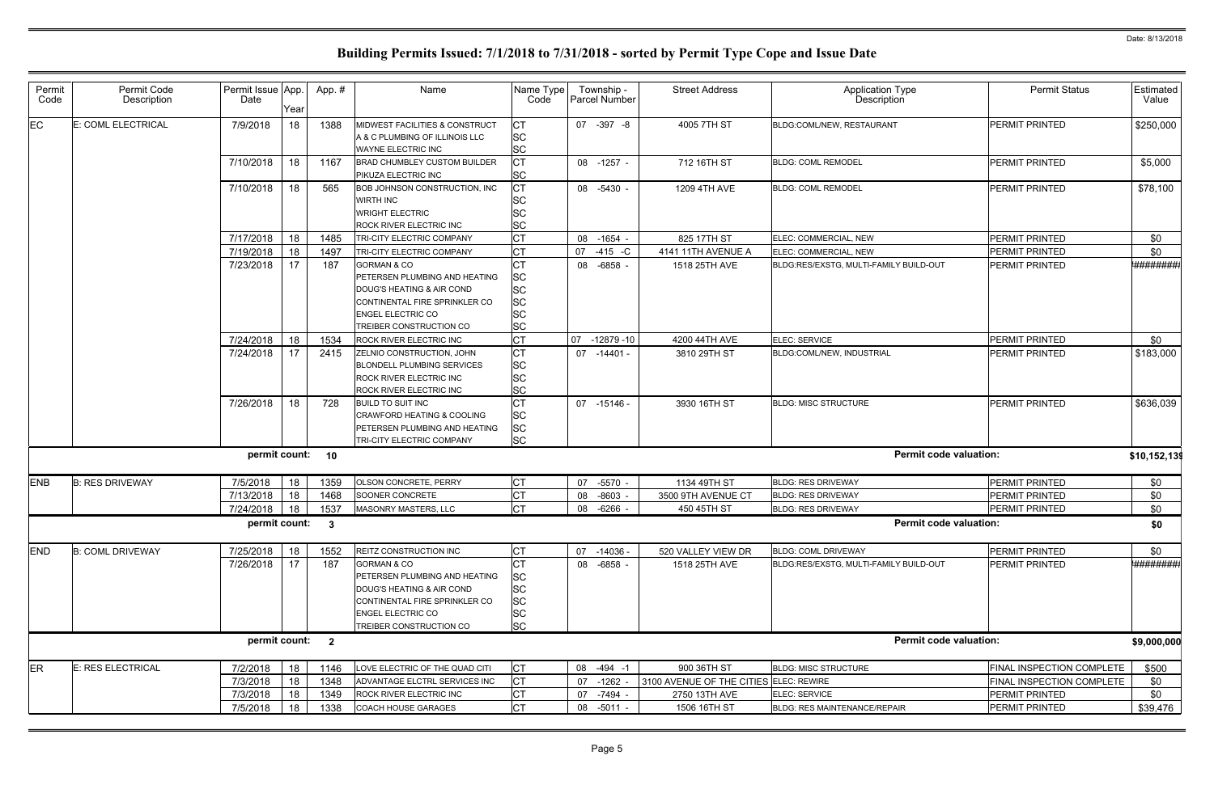Date: 8/13/2018

# Building Permits Issued: 7/1/2018 to 7/31/2018 - sorted by Permit Type Cope and Issue Date

| Permit Code | Permit Code Description | Permit Issue Date | App. Year | App. # | Name | Name Type Code | Township - Parcel Number | Street Address | Application Type Description | Permit Status | Estimated Value |
|---|---|---|---|---|---|---|---|---|---|---|---|
| EC | E: COML ELECTRICAL | 7/9/2018 | 18 | 1388 | MIDWEST FACILITIES & CONSTRUCT | CT | 07 -397 -8 | 4005 7TH ST | BLDG:COML/NEW, RESTAURANT | PERMIT PRINTED | $250,000 |
| | | | | | A & C PLUMBING OF ILLINOIS LLC | SC | | | | | |
| | | | | | WAYNE ELECTRIC INC | SC | | | | | |
| | | 7/10/2018 | 18 | 1167 | BRAD CHUMBLEY CUSTOM BUILDER | CT | 08 -1257 - | 712 16TH ST | BLDG: COML REMODEL | PERMIT PRINTED | $5,000 |
| | | | | | PIKUZA ELECTRIC INC | SC | | | | | |
| | | 7/10/2018 | 18 | 565 | BOB JOHNSON CONSTRUCTION, INC | CT | 08 -5430 - | 1209 4TH AVE | BLDG: COML REMODEL | PERMIT PRINTED | $78,100 |
| | | | | | WIRTH INC | SC | | | | | |
| | | | | | WRIGHT ELECTRIC | SC | | | | | |
| | | | | | ROCK RIVER ELECTRIC INC | SC | | | | | |
| | | 7/17/2018 | 18 | 1485 | TRI-CITY ELECTRIC COMPANY | CT | 08 -1654 - | 825 17TH ST | ELEC: COMMERCIAL, NEW | PERMIT PRINTED | $0 |
| | | 7/19/2018 | 18 | 1497 | TRI-CITY ELECTRIC COMPANY | CT | 07 -415 -C | 4141 11TH AVENUE A | ELEC: COMMERCIAL, NEW | PERMIT PRINTED | $0 |
| | | 7/23/2018 | 17 | 187 | GORMAN & CO | CT | 08 -6858 - | 1518 25TH AVE | BLDG:RES/EXSTG, MULTI-FAMILY BUILD-OUT | PERMIT PRINTED | ######## |
| | | | | | PETERSEN PLUMBING AND HEATING | SC | | | | | |
| | | | | | DOUG'S HEATING & AIR COND | SC | | | | | |
| | | | | | CONTINENTAL FIRE SPRINKLER CO | SC | | | | | |
| | | | | | ENGEL ELECTRIC CO | SC | | | | | |
| | | | | | TREIBER CONSTRUCTION CO | SC | | | | | |
| | | 7/24/2018 | 18 | 1534 | ROCK RIVER ELECTRIC INC | CT | 07 -12879 -10 | 4200 44TH AVE | ELEC: SERVICE | PERMIT PRINTED | $0 |
| | | 7/24/2018 | 17 | 2415 | ZELNIO CONSTRUCTION, JOHN | CT | 07 -14401 - | 3810 29TH ST | BLDG:COML/NEW, INDUSTRIAL | PERMIT PRINTED | $183,000 |
| | | | | | BLONDELL PLUMBING SERVICES | SC | | | | | |
| | | | | | ROCK RIVER ELECTRIC INC | SC | | | | | |
| | | | | | ROCK RIVER ELECTRIC INC | SC | | | | | |
| | | 7/26/2018 | 18 | 728 | BUILD TO SUIT INC | CT | 07 -15146 - | 3930 16TH ST | BLDG: MISC STRUCTURE | PERMIT PRINTED | $636,039 |
| | | | | | CRAWFORD HEATING & COOLING | SC | | | | | |
| | | | | | PETERSEN PLUMBING AND HEATING | SC | | | | | |
| | | | | | TRI-CITY ELECTRIC COMPANY | SC | | | | | |
| | | permit count: | | 10 | | | | | Permit code valuation: | | $10,152,139 |
| ENB | B: RES DRIVEWAY | 7/5/2018 | 18 | 1359 | OLSON CONCRETE, PERRY | CT | 07 -5570 - | 1134 49TH ST | BLDG: RES DRIVEWAY | PERMIT PRINTED | $0 |
| | | 7/13/2018 | 18 | 1468 | SOONER CONCRETE | CT | 08 -8603 - | 3500 9TH AVENUE CT | BLDG: RES DRIVEWAY | PERMIT PRINTED | $0 |
| | | 7/24/2018 | 18 | 1537 | MASONRY MASTERS, LLC | CT | 08 -6266 - | 450 45TH ST | BLDG: RES DRIVEWAY | PERMIT PRINTED | $0 |
| | | permit count: | | 3 | | | | | Permit code valuation: | | $0 |
| END | B: COML DRIVEWAY | 7/25/2018 | 18 | 1552 | REITZ CONSTRUCTION INC | CT | 07 -14036 - | 520 VALLEY VIEW DR | BLDG: COML DRIVEWAY | PERMIT PRINTED | $0 |
| | | 7/26/2018 | 17 | 187 | GORMAN & CO | CT | 08 -6858 - | 1518 25TH AVE | BLDG:RES/EXSTG, MULTI-FAMILY BUILD-OUT | PERMIT PRINTED | ######## |
| | | | | | PETERSEN PLUMBING AND HEATING | SC | | | | | |
| | | | | | DOUG'S HEATING & AIR COND | SC | | | | | |
| | | | | | CONTINENTAL FIRE SPRINKLER CO | SC | | | | | |
| | | | | | ENGEL ELECTRIC CO | SC | | | | | |
| | | | | | TREIBER CONSTRUCTION CO | SC | | | | | |
| | | permit count: | | 2 | | | | | Permit code valuation: | | $9,000,000 |
| ER | E: RES ELECTRICAL | 7/2/2018 | 18 | 1146 | LOVE ELECTRIC OF THE QUAD CITI | CT | 08 -494 -1 | 900 36TH ST | BLDG: MISC STRUCTURE | FINAL INSPECTION COMPLETE | $500 |
| | | 7/3/2018 | 18 | 1348 | ADVANTAGE ELCTRL SERVICES INC | CT | 07 -1262 - | 3100 AVENUE OF THE CITIES | ELEC: REWIRE | FINAL INSPECTION COMPLETE | $0 |
| | | 7/3/2018 | 18 | 1349 | ROCK RIVER ELECTRIC INC | CT | 07 -7494 - | 2750 13TH AVE | ELEC: SERVICE | PERMIT PRINTED | $0 |
| | | 7/5/2018 | 18 | 1338 | COACH HOUSE GARAGES | CT | 08 -5011 - | 1506 16TH ST | BLDG: RES MAINTENANCE/REPAIR | PERMIT PRINTED | $39,476 |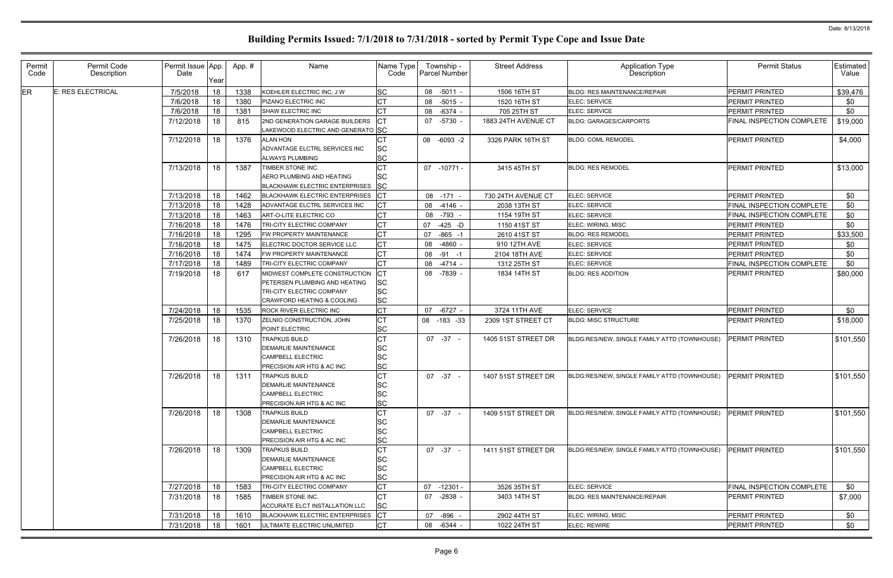# Building Permits Issued: 7/1/2018 to 7/31/2018 - sorted by Permit Type Cope and Issue Date

Date: 8/13/2018

| Permit Code | Permit Code Description | Permit Issue Date | App. Year | App. # | Name | Name Type Code | Township - Parcel Number | Street Address | Application Type Description | Permit Status | Estimated Value |
|---|---|---|---|---|---|---|---|---|---|---|---|
| ER | E: RES ELECTRICAL | 7/5/2018 | 18 | 1338 | KOEHLER ELECTRIC INC, J W | SC | 08 -5011 - | 1506 16TH ST | BLDG: RES MAINTENANCE/REPAIR | PERMIT PRINTED | $39,476 |
| | | 7/6/2018 | 18 | 1380 | PIZANO ELECTRIC INC | CT | 08 -5015 - | 1520 16TH ST | ELEC: SERVICE | PERMIT PRINTED | $0 |
| | | 7/6/2018 | 18 | 1381 | SHAW ELECTRIC INC | CT | 08 -6374 - | 705 25TH ST | ELEC: SERVICE | PERMIT PRINTED | $0 |
| | | 7/12/2018 | 18 | 815 | 2ND GENERATION GARAGE BUILDERS<br>LAKEWOOD ELECTRIC AND GENERATO | CT<br>SC | 07 -5730 - | 1883 24TH AVENUE CT | BLDG: GARAGES/CARPORTS | FINAL INSPECTION COMPLETE | $19,000 |
| | | 7/12/2018 | 18 | 1376 | ALAN HON<br>ADVANTAGE ELCTRL SERVICES INC<br>ALWAYS PLUMBING | CT<br>SC<br>SC | 08 -6093 -2 | 3326 PARK 16TH ST | BLDG: COML REMODEL | PERMIT PRINTED | $4,000 |
| | | 7/13/2018 | 18 | 1387 | TIMBER STONE INC.<br>AERO PLUMBING AND HEATING<br>BLACKHAWK ELECTRIC ENTERPRISES | CT<br>SC<br>SC | 07 -10771 - | 3415 45TH ST | BLDG: RES REMODEL | PERMIT PRINTED | $13,000 |
| | | 7/13/2018 | 18 | 1462 | BLACKHAWK ELECTRIC ENTERPRISES | CT | 08 -171 - | 730 24TH AVENUE CT | ELEC: SERVICE | PERMIT PRINTED | $0 |
| | | 7/13/2018 | 18 | 1428 | ADVANTAGE ELCTRL SERVICES INC | CT | 08 -4146 - | 2038 13TH ST | ELEC: SERVICE | FINAL INSPECTION COMPLETE | $0 |
| | | 7/13/2018 | 18 | 1463 | ART-O-LITE ELECTRIC CO | CT | 08 -793 - | 1154 19TH ST | ELEC: SERVICE | FINAL INSPECTION COMPLETE | $0 |
| | | 7/16/2018 | 18 | 1476 | TRI-CITY ELECTRIC COMPANY | CT | 07 -425 -D | 1150 41ST ST | ELEC: WIRING, MISC | PERMIT PRINTED | $0 |
| | | 7/16/2018 | 18 | 1295 | FW PROPERTY MAINTENANCE | CT | 07 -865 -1 | 2610 41ST ST | BLDG: RES REMODEL | PERMIT PRINTED | $33,500 |
| | | 7/16/2018 | 18 | 1475 | ELECTRIC DOCTOR SERVICE LLC | CT | 08 -4860 - | 910 12TH AVE | ELEC: SERVICE | PERMIT PRINTED | $0 |
| | | 7/16/2018 | 18 | 1474 | FW PROPERTY MAINTENANCE | CT | 08 -91 -1 | 2104 18TH AVE | ELEC: SERVICE | PERMIT PRINTED | $0 |
| | | 7/17/2018 | 18 | 1489 | TRI-CITY ELECTRIC COMPANY | CT | 08 -4714 - | 1312 25TH ST | ELEC: SERVICE | FINAL INSPECTION COMPLETE | $0 |
| | | 7/19/2018 | 18 | 617 | MIDWEST COMPLETE CONSTRUCTION<br>PETERSEN PLUMBING AND HEATING<br>TRI-CITY ELECTRIC COMPANY<br>CRAWFORD HEATING & COOLING | CT<br>SC<br>SC<br>SC | 08 -7839 - | 1834 14TH ST | BLDG: RES ADDITION | PERMIT PRINTED | $80,000 |
| | | 7/24/2018 | 18 | 1535 | ROCK RIVER ELECTRIC INC | CT | 07 -6727 - | 3724 11TH AVE | ELEC: SERVICE | PERMIT PRINTED | $0 |
| | | 7/25/2018 | 18 | 1370 | ZELNIO CONSTRUCTION, JOHN<br>POINT ELECTRIC | CT<br>SC | 08 -183 -33 | 2309 1ST STREET CT | BLDG: MISC STRUCTURE | PERMIT PRINTED | $18,000 |
| | | 7/26/2018 | 18 | 1310 | TRAPKUS BUILD<br>DEMARLIE MAINTENANCE<br>CAMPBELL ELECTRIC<br>PRECISION AIR HTG & AC INC | CT<br>SC<br>SC<br>SC | 07 -37 - | 1405 51ST STREET DR | BLDG:RES/NEW, SINGLE FAMILY ATTD (TOWNHOUSE) | PERMIT PRINTED | $101,550 |
| | | 7/26/2018 | 18 | 1311 | TRAPKUS BUILD<br>DEMARLIE MAINTENANCE<br>CAMPBELL ELECTRIC<br>PRECISION AIR HTG & AC INC | CT<br>SC<br>SC<br>SC | 07 -37 - | 1407 51ST STREET DR | BLDG:RES/NEW, SINGLE FAMILY ATTD (TOWNHOUSE) | PERMIT PRINTED | $101,550 |
| | | 7/26/2018 | 18 | 1308 | TRAPKUS BUILD<br>DEMARLIE MAINTENANCE<br>CAMPBELL ELECTRIC<br>PRECISION AIR HTG & AC INC | CT<br>SC<br>SC<br>SC | 07 -37 - | 1409 51ST STREET DR | BLDG:RES/NEW, SINGLE FAMILY ATTD (TOWNHOUSE) | PERMIT PRINTED | $101,550 |
| | | 7/26/2018 | 18 | 1309 | TRAPKUS BUILD<br>DEMARLIE MAINTENANCE<br>CAMPBELL ELECTRIC<br>PRECISION AIR HTG & AC INC | CT<br>SC<br>SC<br>SC | 07 -37 - | 1411 51ST STREET DR | BLDG:RES/NEW, SINGLE FAMILY ATTD (TOWNHOUSE) | PERMIT PRINTED | $101,550 |
| | | 7/27/2018 | 18 | 1583 | TRI-CITY ELECTRIC COMPANY | CT | 07 -12301 - | 3526 35TH ST | ELEC: SERVICE | FINAL INSPECTION COMPLETE | $0 |
| | | 7/31/2018 | 18 | 1585 | TIMBER STONE INC.<br>ACCURATE ELCT INSTALLATION LLC | CT<br>SC | 07 -2838 - | 3403 14TH ST | BLDG: RES MAINTENANCE/REPAIR | PERMIT PRINTED | $7,000 |
| | | 7/31/2018 | 18 | 1610 | BLACKHAWK ELECTRIC ENTERPRISES | CT | 07 -896 - | 2902 44TH ST | ELEC: WIRING, MISC | PERMIT PRINTED | $0 |
| | | 7/31/2018 | 18 | 1601 | ULTIMATE ELECTRIC UNLIMITED | CT | 08 -6344 - | 1022 24TH ST | ELEC: REWIRE | PERMIT PRINTED | $0 |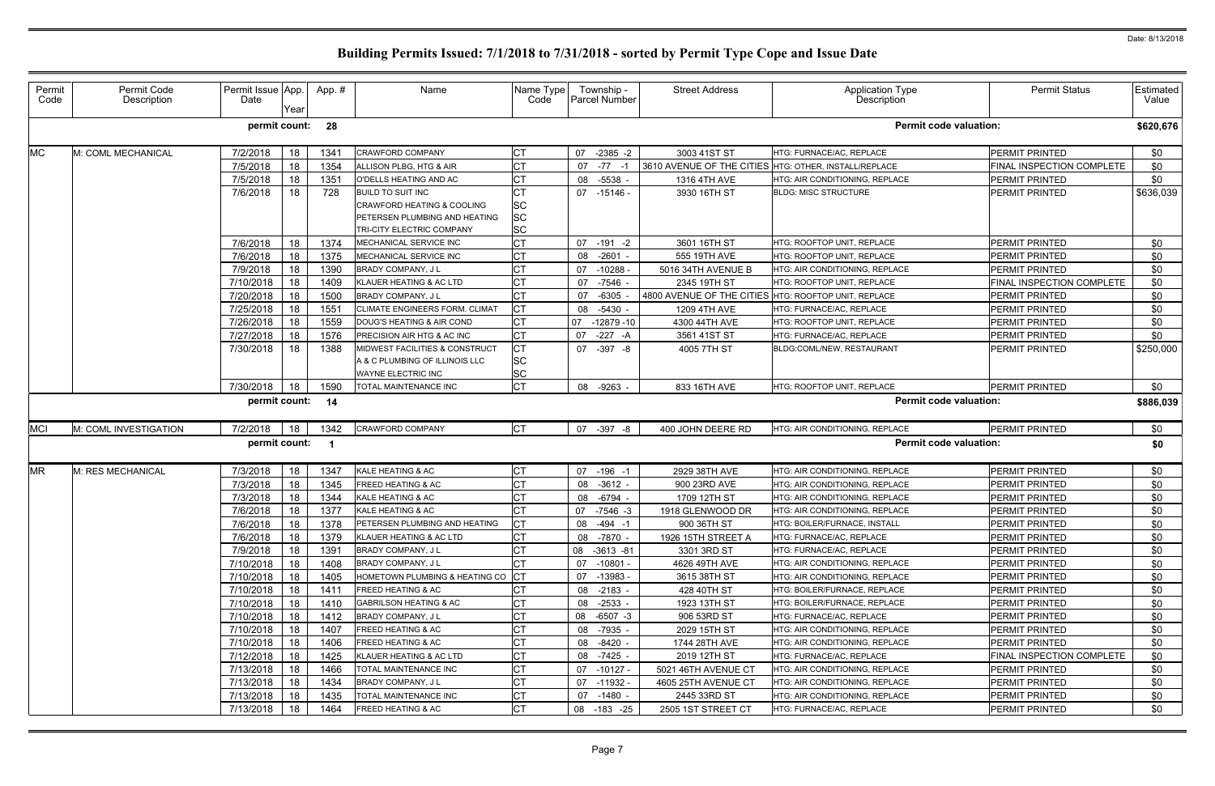Date: 8/13/2018

# Building Permits Issued: 7/1/2018 to 7/31/2018 - sorted by Permit Type Cope and Issue Date

| Permit Code | Permit Code Description | Permit Issue Date | App. Year | App. # | Name | Name Type Code | Township - Parcel Number | Street Address | Application Type Description | Permit Status | Estimated Value |
|---|---|---|---|---|---|---|---|---|---|---|---|
| | | **permit count:** | | **28** | | | | | **Permit code valuation:** | | **$620,676** |
| MC | M: COML MECHANICAL | 7/2/2018 | 18 | 1341 | CRAWFORD COMPANY | CT | 07 -2385 -2 | 3003 41ST ST | HTG: FURNACE/AC, REPLACE | PERMIT PRINTED | $0 |
| | | 7/5/2018 | 18 | 1354 | ALLISON PLBG, HTG & AIR | CT | 07 -77 -1 | 3610 AVENUE OF THE CITIES | HTG: OTHER, INSTALL/REPLACE | FINAL INSPECTION COMPLETE | $0 |
| | | 7/5/2018 | 18 | 1351 | O'DELLS HEATING AND AC | CT | 08 -5538 - | 1316 4TH AVE | HTG: AIR CONDITIONING, REPLACE | PERMIT PRINTED | $0 |
| | | 7/6/2018 | 18 | 728 | BUILD TO SUIT INC<br>CRAWFORD HEATING & COOLING<br>PETERSEN PLUMBING AND HEATING<br>TRI-CITY ELECTRIC COMPANY | CT<br>SC<br>SC<br>SC | 07 -15146 - | 3930 16TH ST | BLDG: MISC STRUCTURE | PERMIT PRINTED | $636,039 |
| | | 7/6/2018 | 18 | 1374 | MECHANICAL SERVICE INC | CT | 07 -191 -2 | 3601 16TH ST | HTG: ROOFTOP UNIT, REPLACE | PERMIT PRINTED | $0 |
| | | 7/6/2018 | 18 | 1375 | MECHANICAL SERVICE INC | CT | 08 -2601 - | 555 19TH AVE | HTG: ROOFTOP UNIT, REPLACE | PERMIT PRINTED | $0 |
| | | 7/9/2018 | 18 | 1390 | BRADY COMPANY, J L | CT | 07 -10288 - | 5016 34TH AVENUE B | HTG: AIR CONDITIONING, REPLACE | PERMIT PRINTED | $0 |
| | | 7/10/2018 | 18 | 1409 | KLAUER HEATING & AC LTD | CT | 07 -7546 - | 2345 19TH ST | HTG: ROOFTOP UNIT, REPLACE | FINAL INSPECTION COMPLETE | $0 |
| | | 7/20/2018 | 18 | 1500 | BRADY COMPANY, J L | CT | 07 -6305 - | 4800 AVENUE OF THE CITIES | HTG: ROOFTOP UNIT, REPLACE | PERMIT PRINTED | $0 |
| | | 7/25/2018 | 18 | 1551 | CLIMATE ENGINEERS FORM. CLIMAT | CT | 08 -5430 - | 1209 4TH AVE | HTG: FURNACE/AC, REPLACE | PERMIT PRINTED | $0 |
| | | 7/26/2018 | 18 | 1559 | DOUG'S HEATING & AIR COND | CT | 07 -12879 -10 | 4300 44TH AVE | HTG: ROOFTOP UNIT, REPLACE | PERMIT PRINTED | $0 |
| | | 7/27/2018 | 18 | 1576 | PRECISION AIR HTG & AC INC | CT | 07 -227 -A | 3561 41ST ST | HTG: FURNACE/AC, REPLACE | PERMIT PRINTED | $0 |
| | | 7/30/2018 | 18 | 1388 | MIDWEST FACILITIES & CONSTRUCT<br>A & C PLUMBING OF ILLINOIS LLC<br>WAYNE ELECTRIC INC | CT<br>SC<br>SC | 07 -397 -8 | 4005 7TH ST | BLDG:COML/NEW, RESTAURANT | PERMIT PRINTED | $250,000 |
| | | 7/30/2018 | 18 | 1590 | TOTAL MAINTENANCE INC | CT | 08 -9263 - | 833 16TH AVE | HTG: ROOFTOP UNIT, REPLACE | PERMIT PRINTED | $0 |
| | | **permit count:** | | **14** | | | | | **Permit code valuation:** | | **$886,039** |
| MCI | M: COML INVESTIGATION | 7/2/2018 | 18 | 1342 | CRAWFORD COMPANY | CT | 07 -397 -8 | 400 JOHN DEERE RD | HTG: AIR CONDITIONING, REPLACE | PERMIT PRINTED | $0 |
| | | **permit count:** | | **1** | | | | | **Permit code valuation:** | | **$0** |
| MR | M: RES MECHANICAL | 7/3/2018 | 18 | 1347 | KALE HEATING & AC | CT | 07 -196 -1 | 2929 38TH AVE | HTG: AIR CONDITIONING, REPLACE | PERMIT PRINTED | $0 |
| | | 7/3/2018 | 18 | 1345 | FREED HEATING & AC | CT | 08 -3612 - | 900 23RD AVE | HTG: AIR CONDITIONING, REPLACE | PERMIT PRINTED | $0 |
| | | 7/3/2018 | 18 | 1344 | KALE HEATING & AC | CT | 08 -6794 - | 1709 12TH ST | HTG: AIR CONDITIONING, REPLACE | PERMIT PRINTED | $0 |
| | | 7/6/2018 | 18 | 1377 | KALE HEATING & AC | CT | 07 -7546 -3 | 1918 GLENWOOD DR | HTG: AIR CONDITIONING, REPLACE | PERMIT PRINTED | $0 |
| | | 7/6/2018 | 18 | 1378 | PETERSEN PLUMBING AND HEATING | CT | 08 -494 -1 | 900 36TH ST | HTG: BOILER/FURNACE, INSTALL | PERMIT PRINTED | $0 |
| | | 7/6/2018 | 18 | 1379 | KLAUER HEATING & AC LTD | CT | 08 -7870 - | 1926 15TH STREET A | HTG: FURNACE/AC, REPLACE | PERMIT PRINTED | $0 |
| | | 7/9/2018 | 18 | 1391 | BRADY COMPANY, J L | CT | 08 -3613 -81 | 3301 3RD ST | HTG: FURNACE/AC, REPLACE | PERMIT PRINTED | $0 |
| | | 7/10/2018 | 18 | 1408 | BRADY COMPANY, J L | CT | 07 -10801 - | 4626 49TH AVE | HTG: AIR CONDITIONING, REPLACE | PERMIT PRINTED | $0 |
| | | 7/10/2018 | 18 | 1405 | HOMETOWN PLUMBING & HEATING CO | CT | 07 -13983 - | 3615 38TH ST | HTG: AIR CONDITIONING, REPLACE | PERMIT PRINTED | $0 |
| | | 7/10/2018 | 18 | 1411 | FREED HEATING & AC | CT | 08 -2183 - | 428 40TH ST | HTG: BOILER/FURNACE, REPLACE | PERMIT PRINTED | $0 |
| | | 7/10/2018 | 18 | 1410 | GABRILSON HEATING & AC | CT | 08 -2533 - | 1923 13TH ST | HTG: BOILER/FURNACE, REPLACE | PERMIT PRINTED | $0 |
| | | 7/10/2018 | 18 | 1412 | BRADY COMPANY, J L | CT | 08 -6507 -3 | 906 53RD ST | HTG: FURNACE/AC, REPLACE | PERMIT PRINTED | $0 |
| | | 7/10/2018 | 18 | 1407 | FREED HEATING & AC | CT | 08 -7935 - | 2029 15TH ST | HTG: AIR CONDITIONING, REPLACE | PERMIT PRINTED | $0 |
| | | 7/10/2018 | 18 | 1406 | FREED HEATING & AC | CT | 08 -8420 - | 1744 28TH AVE | HTG: AIR CONDITIONING, REPLACE | PERMIT PRINTED | $0 |
| | | 7/12/2018 | 18 | 1425 | KLAUER HEATING & AC LTD | CT | 08 -7425 - | 2019 12TH ST | HTG: FURNACE/AC, REPLACE | FINAL INSPECTION COMPLETE | $0 |
| | | 7/13/2018 | 18 | 1466 | TOTAL MAINTENANCE INC | CT | 07 -10127 - | 5021 46TH AVENUE CT | HTG: AIR CONDITIONING, REPLACE | PERMIT PRINTED | $0 |
| | | 7/13/2018 | 18 | 1434 | BRADY COMPANY, J L | CT | 07 -11932 - | 4605 25TH AVENUE CT | HTG: AIR CONDITIONING, REPLACE | PERMIT PRINTED | $0 |
| | | 7/13/2018 | 18 | 1435 | TOTAL MAINTENANCE INC | CT | 07 -1480 - | 2445 33RD ST | HTG: AIR CONDITIONING, REPLACE | PERMIT PRINTED | $0 |
| | | 7/13/2018 | 18 | 1464 | FREED HEATING & AC | CT | 08 -183 -25 | 2505 1ST STREET CT | HTG: FURNACE/AC, REPLACE | PERMIT PRINTED | $0 |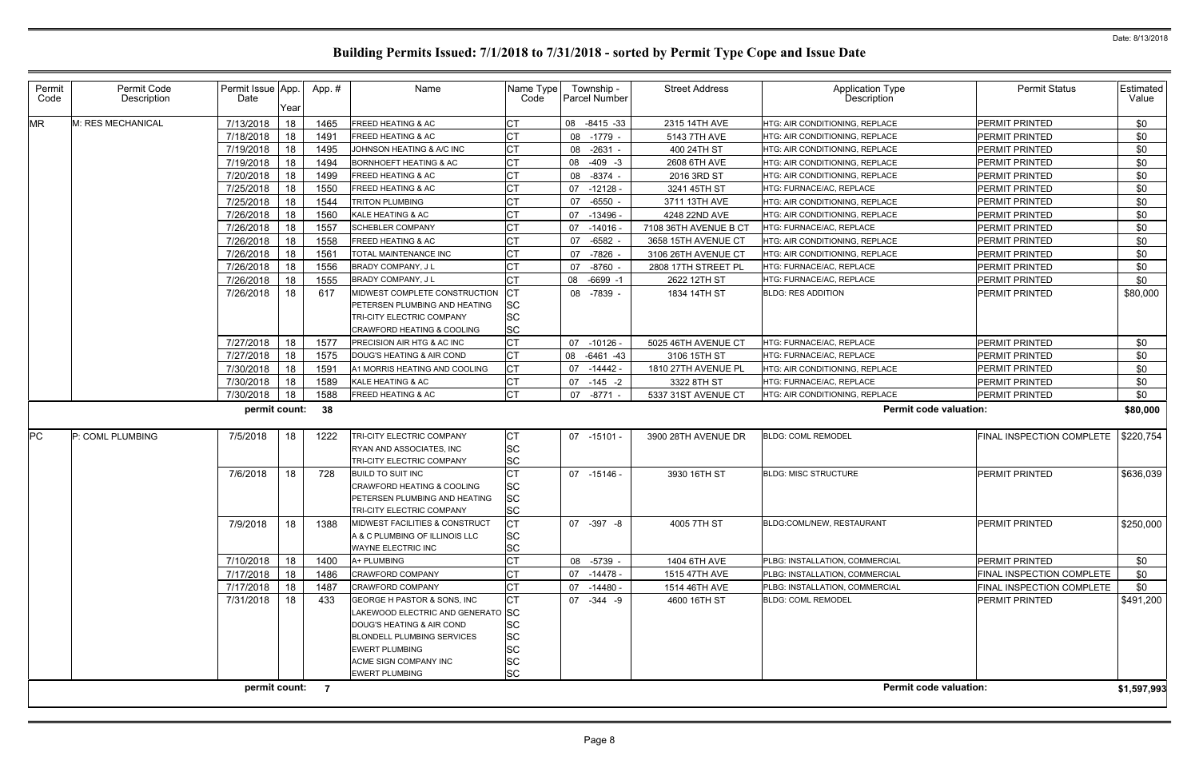Date: 8/13/2018

# Building Permits Issued: 7/1/2018 to 7/31/2018 - sorted by Permit Type Cope and Issue Date

| Permit Code | Permit Code Description | Permit Issue Date | App. Year | App. # | Name | Name Type Code | Township - Parcel Number | Street Address | Application Type Description | Permit Status | Estimated Value |
|---|---|---|---|---|---|---|---|---|---|---|---|
| MR | M: RES MECHANICAL | 7/13/2018 | 18 | 1465 | FREED HEATING & AC | CT | 08 -8415 -33 | 2315 14TH AVE | HTG: AIR CONDITIONING, REPLACE | PERMIT PRINTED | $0 |
| | | 7/18/2018 | 18 | 1491 | FREED HEATING & AC | CT | 08 -1779 - | 5143 7TH AVE | HTG: AIR CONDITIONING, REPLACE | PERMIT PRINTED | $0 |
| | | 7/19/2018 | 18 | 1495 | JOHNSON HEATING & A/C INC | CT | 08 -2631 - | 400 24TH ST | HTG: AIR CONDITIONING, REPLACE | PERMIT PRINTED | $0 |
| | | 7/19/2018 | 18 | 1494 | BORNHOEFT HEATING & AC | CT | 08 -409 -3 | 2608 6TH AVE | HTG: AIR CONDITIONING, REPLACE | PERMIT PRINTED | $0 |
| | | 7/20/2018 | 18 | 1499 | FREED HEATING & AC | CT | 08 -8374 - | 2016 3RD ST | HTG: AIR CONDITIONING, REPLACE | PERMIT PRINTED | $0 |
| | | 7/25/2018 | 18 | 1550 | FREED HEATING & AC | CT | 07 -12128 - | 3241 45TH ST | HTG: FURNACE/AC, REPLACE | PERMIT PRINTED | $0 |
| | | 7/25/2018 | 18 | 1544 | TRITON PLUMBING | CT | 07 -6550 - | 3711 13TH AVE | HTG: AIR CONDITIONING, REPLACE | PERMIT PRINTED | $0 |
| | | 7/26/2018 | 18 | 1560 | KALE HEATING & AC | CT | 07 -13496 - | 4248 22ND AVE | HTG: AIR CONDITIONING, REPLACE | PERMIT PRINTED | $0 |
| | | 7/26/2018 | 18 | 1557 | SCHEBLER COMPANY | CT | 07 -14016 - | 7108 36TH AVENUE B CT | HTG: FURNACE/AC, REPLACE | PERMIT PRINTED | $0 |
| | | 7/26/2018 | 18 | 1558 | FREED HEATING & AC | CT | 07 -6582 - | 3658 15TH AVENUE CT | HTG: AIR CONDITIONING, REPLACE | PERMIT PRINTED | $0 |
| | | 7/26/2018 | 18 | 1561 | TOTAL MAINTENANCE INC | CT | 07 -7826 - | 3106 26TH AVENUE CT | HTG: AIR CONDITIONING, REPLACE | PERMIT PRINTED | $0 |
| | | 7/26/2018 | 18 | 1556 | BRADY COMPANY, J L | CT | 07 -8760 - | 2808 17TH STREET PL | HTG: FURNACE/AC, REPLACE | PERMIT PRINTED | $0 |
| | | 7/26/2018 | 18 | 1555 | BRADY COMPANY, J L | CT | 08 -6699 -1 | 2622 12TH ST | HTG: FURNACE/AC, REPLACE | PERMIT PRINTED | $0 |
| | | 7/26/2018 | 18 | 617 | MIDWEST COMPLETE CONSTRUCTION | CT | 08 -7839 - | 1834 14TH ST | BLDG: RES ADDITION | PERMIT PRINTED | $80,000 |
| | | | | | PETERSEN PLUMBING AND HEATING | SC | | | | | |
| | | | | | TRI-CITY ELECTRIC COMPANY | SC | | | | | |
| | | | | | CRAWFORD HEATING & COOLING | SC | | | | | |
| | | 7/27/2018 | 18 | 1577 | PRECISION AIR HTG & AC INC | CT | 07 -10126 - | 5025 46TH AVENUE CT | HTG: FURNACE/AC, REPLACE | PERMIT PRINTED | $0 |
| | | 7/27/2018 | 18 | 1575 | DOUG'S HEATING & AIR COND | CT | 08 -6461 -43 | 3106 15TH ST | HTG: FURNACE/AC, REPLACE | PERMIT PRINTED | $0 |
| | | 7/30/2018 | 18 | 1591 | A1 MORRIS HEATING AND COOLING | CT | 07 -14442 - | 1810 27TH AVENUE PL | HTG: AIR CONDITIONING, REPLACE | PERMIT PRINTED | $0 |
| | | 7/30/2018 | 18 | 1589 | KALE HEATING & AC | CT | 07 -145 -2 | 3322 8TH ST | HTG: FURNACE/AC, REPLACE | PERMIT PRINTED | $0 |
| | | 7/30/2018 | 18 | 1588 | FREED HEATING & AC | CT | 07 -8771 - | 5337 31ST AVENUE CT | HTG: AIR CONDITIONING, REPLACE | PERMIT PRINTED | $0 |
| | | **permit count:** | | **38** | | | | | **Permit code valuation:** | | **$80,000** |
| PC | P: COML PLUMBING | 7/5/2018 | 18 | 1222 | TRI-CITY ELECTRIC COMPANY | CT | 07 -15101 - | 3900 28TH AVENUE DR | BLDG: COML REMODEL | FINAL INSPECTION COMPLETE | $220,754 |
| | | | | | RYAN AND ASSOCIATES, INC | SC | | | | | |
| | | | | | TRI-CITY ELECTRIC COMPANY | SC | | | | | |
| | | 7/6/2018 | 18 | 728 | BUILD TO SUIT INC | CT | 07 -15146 - | 3930 16TH ST | BLDG: MISC STRUCTURE | PERMIT PRINTED | $636,039 |
| | | | | | CRAWFORD HEATING & COOLING | SC | | | | | |
| | | | | | PETERSEN PLUMBING AND HEATING | SC | | | | | |
| | | | | | TRI-CITY ELECTRIC COMPANY | SC | | | | | |
| | | 7/9/2018 | 18 | 1388 | MIDWEST FACILITIES & CONSTRUCT | CT | 07 -397 -8 | 4005 7TH ST | BLDG:COML/NEW, RESTAURANT | PERMIT PRINTED | $250,000 |
| | | | | | A & C PLUMBING OF ILLINOIS LLC | SC | | | | | |
| | | | | | WAYNE ELECTRIC INC | SC | | | | | |
| | | 7/10/2018 | 18 | 1400 | A+ PLUMBING | CT | 08 -5739 - | 1404 6TH AVE | PLBG: INSTALLATION, COMMERCIAL | PERMIT PRINTED | $0 |
| | | 7/17/2018 | 18 | 1486 | CRAWFORD COMPANY | CT | 07 -14478 - | 1515 47TH AVE | PLBG: INSTALLATION, COMMERCIAL | FINAL INSPECTION COMPLETE | $0 |
| | | 7/17/2018 | 18 | 1487 | CRAWFORD COMPANY | CT | 07 -14480 - | 1514 46TH AVE | PLBG: INSTALLATION, COMMERCIAL | FINAL INSPECTION COMPLETE | $0 |
| | | 7/31/2018 | 18 | 433 | GEORGE H PASTOR & SONS, INC | CT | 07 -344 -9 | 4600 16TH ST | BLDG: COML REMODEL | PERMIT PRINTED | $491,200 |
| | | | | | LAKEWOOD ELECTRIC AND GENERATO | SC | | | | | |
| | | | | | DOUG'S HEATING & AIR COND | SC | | | | | |
| | | | | | BLONDELL PLUMBING SERVICES | SC | | | | | |
| | | | | | EWERT PLUMBING | SC | | | | | |
| | | | | | ACME SIGN COMPANY INC | SC | | | | | |
| | | | | | EWERT PLUMBING | SC | | | | | |
| | | **permit count:** | | **7** | | | | | **Permit code valuation:** | | **$1,597,993** |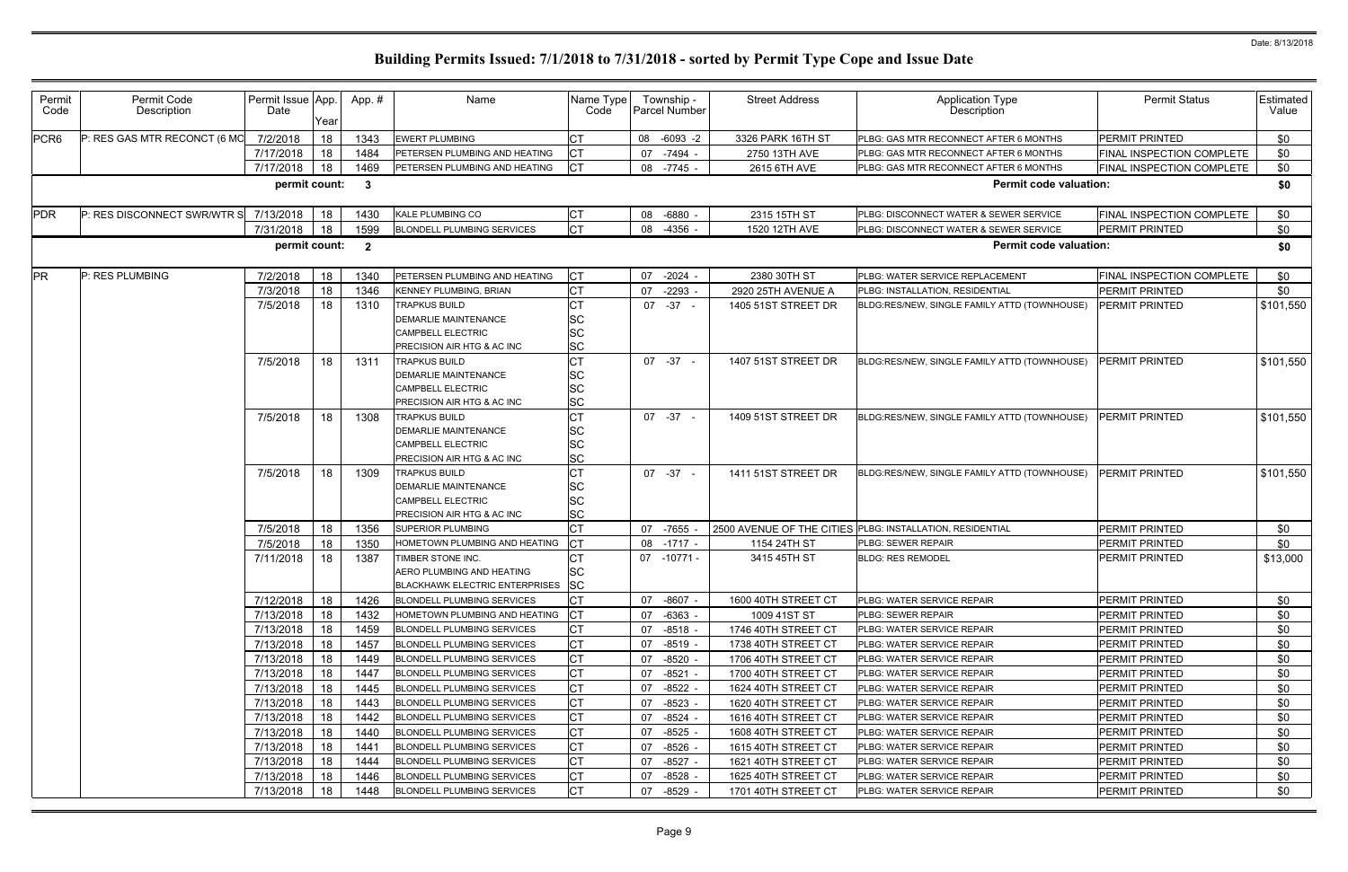Date: 8/13/2018

# Building Permits Issued: 7/1/2018 to 7/31/2018 - sorted by Permit Type Cope and Issue Date

| Permit Code | Permit Code Description | Permit Issue Date | App. Year | App. # | Name | Name Type Code | Township - Parcel Number | Street Address | Application Type Description | Permit Status | Estimated Value |
|---|---|---|---|---|---|---|---|---|---|---|---|
| PCR6 | P: RES GAS MTR RECONCT (6 MO | 7/2/2018 | 18 | 1343 | EWERT PLUMBING | CT | 08 -6093 -2 | 3326 PARK 16TH ST | PLBG: GAS MTR RECONNECT AFTER 6 MONTHS | PERMIT PRINTED | $0 |
| | | 7/17/2018 | 18 | 1484 | PETERSEN PLUMBING AND HEATING | CT | 07 -7494 - | 2750 13TH AVE | PLBG: GAS MTR RECONNECT AFTER 6 MONTHS | FINAL INSPECTION COMPLETE | $0 |
| | | 7/17/2018 | 18 | 1469 | PETERSEN PLUMBING AND HEATING | CT | 08 -7745 - | 2615 6TH AVE | PLBG: GAS MTR RECONNECT AFTER 6 MONTHS | FINAL INSPECTION COMPLETE | $0 |
| | | **permit count:** | | **3** | | | | | **Permit code valuation:** | | **$0** |
| PDR | P: RES DISCONNECT SWR/WTR S | 7/13/2018 | 18 | 1430 | KALE PLUMBING CO | CT | 08 -6880 - | 2315 15TH ST | PLBG: DISCONNECT WATER & SEWER SERVICE | FINAL INSPECTION COMPLETE | $0 |
| | | 7/31/2018 | 18 | 1599 | BLONDELL PLUMBING SERVICES | CT | 08 -4356 - | 1520 12TH AVE | PLBG: DISCONNECT WATER & SEWER SERVICE | PERMIT PRINTED | $0 |
| | | **permit count:** | | **2** | | | | | **Permit code valuation:** | | **$0** |
| PR | P: RES PLUMBING | 7/2/2018 | 18 | 1340 | PETERSEN PLUMBING AND HEATING | CT | 07 -2024 - | 2380 30TH ST | PLBG: WATER SERVICE REPLACEMENT | FINAL INSPECTION COMPLETE | $0 |
| | | 7/3/2018 | 18 | 1346 | KENNEY PLUMBING, BRIAN | CT | 07 -2293 - | 2920 25TH AVENUE A | PLBG: INSTALLATION, RESIDENTIAL | PERMIT PRINTED | $0 |
| | | 7/5/2018 | 18 | 1310 | TRAPKUS BUILD<br>DEMARLIE MAINTENANCE<br>CAMPBELL ELECTRIC<br>PRECISION AIR HTG & AC INC | CT<br>SC<br>SC<br>SC | 07 -37 - | 1405 51ST STREET DR | BLDG:RES/NEW, SINGLE FAMILY ATTD (TOWNHOUSE) | PERMIT PRINTED | $101,550 |
| | | 7/5/2018 | 18 | 1311 | TRAPKUS BUILD<br>DEMARLIE MAINTENANCE<br>CAMPBELL ELECTRIC<br>PRECISION AIR HTG & AC INC | CT<br>SC<br>SC<br>SC | 07 -37 - | 1407 51ST STREET DR | BLDG:RES/NEW, SINGLE FAMILY ATTD (TOWNHOUSE) | PERMIT PRINTED | $101,550 |
| | | 7/5/2018 | 18 | 1308 | TRAPKUS BUILD<br>DEMARLIE MAINTENANCE<br>CAMPBELL ELECTRIC<br>PRECISION AIR HTG & AC INC | CT<br>SC<br>SC<br>SC | 07 -37 - | 1409 51ST STREET DR | BLDG:RES/NEW, SINGLE FAMILY ATTD (TOWNHOUSE) | PERMIT PRINTED | $101,550 |
| | | 7/5/2018 | 18 | 1309 | TRAPKUS BUILD<br>DEMARLIE MAINTENANCE<br>CAMPBELL ELECTRIC<br>PRECISION AIR HTG & AC INC | CT<br>SC<br>SC<br>SC | 07 -37 - | 1411 51ST STREET DR | BLDG:RES/NEW, SINGLE FAMILY ATTD (TOWNHOUSE) | PERMIT PRINTED | $101,550 |
| | | 7/5/2018 | 18 | 1356 | SUPERIOR PLUMBING | CT | 07 -7655 - | 2500 AVENUE OF THE CITIES | PLBG: INSTALLATION, RESIDENTIAL | PERMIT PRINTED | $0 |
| | | 7/5/2018 | 18 | 1350 | HOMETOWN PLUMBING AND HEATING | CT | 08 -1717 - | 1154 24TH ST | PLBG: SEWER REPAIR | PERMIT PRINTED | $0 |
| | | 7/11/2018 | 18 | 1387 | TIMBER STONE INC.<br>AERO PLUMBING AND HEATING<br>BLACKHAWK ELECTRIC ENTERPRISES | CT<br>SC<br>SC | 07 -10771 - | 3415 45TH ST | BLDG: RES REMODEL | PERMIT PRINTED | $13,000 |
| | | 7/12/2018 | 18 | 1426 | BLONDELL PLUMBING SERVICES | CT | 07 -8607 - | 1600 40TH STREET CT | PLBG: WATER SERVICE REPAIR | PERMIT PRINTED | $0 |
| | | 7/13/2018 | 18 | 1432 | HOMETOWN PLUMBING AND HEATING | CT | 07 -6363 - | 1009 41ST ST | PLBG: SEWER REPAIR | PERMIT PRINTED | $0 |
| | | 7/13/2018 | 18 | 1459 | BLONDELL PLUMBING SERVICES | CT | 07 -8518 - | 1746 40TH STREET CT | PLBG: WATER SERVICE REPAIR | PERMIT PRINTED | $0 |
| | | 7/13/2018 | 18 | 1457 | BLONDELL PLUMBING SERVICES | CT | 07 -8519 - | 1738 40TH STREET CT | PLBG: WATER SERVICE REPAIR | PERMIT PRINTED | $0 |
| | | 7/13/2018 | 18 | 1449 | BLONDELL PLUMBING SERVICES | CT | 07 -8520 - | 1706 40TH STREET CT | PLBG: WATER SERVICE REPAIR | PERMIT PRINTED | $0 |
| | | 7/13/2018 | 18 | 1447 | BLONDELL PLUMBING SERVICES | CT | 07 -8521 - | 1700 40TH STREET CT | PLBG: WATER SERVICE REPAIR | PERMIT PRINTED | $0 |
| | | 7/13/2018 | 18 | 1445 | BLONDELL PLUMBING SERVICES | CT | 07 -8522 - | 1624 40TH STREET CT | PLBG: WATER SERVICE REPAIR | PERMIT PRINTED | $0 |
| | | 7/13/2018 | 18 | 1443 | BLONDELL PLUMBING SERVICES | CT | 07 -8523 - | 1620 40TH STREET CT | PLBG: WATER SERVICE REPAIR | PERMIT PRINTED | $0 |
| | | 7/13/2018 | 18 | 1442 | BLONDELL PLUMBING SERVICES | CT | 07 -8524 - | 1616 40TH STREET CT | PLBG: WATER SERVICE REPAIR | PERMIT PRINTED | $0 |
| | | 7/13/2018 | 18 | 1440 | BLONDELL PLUMBING SERVICES | CT | 07 -8525 - | 1608 40TH STREET CT | PLBG: WATER SERVICE REPAIR | PERMIT PRINTED | $0 |
| | | 7/13/2018 | 18 | 1441 | BLONDELL PLUMBING SERVICES | CT | 07 -8526 - | 1615 40TH STREET CT | PLBG: WATER SERVICE REPAIR | PERMIT PRINTED | $0 |
| | | 7/13/2018 | 18 | 1444 | BLONDELL PLUMBING SERVICES | CT | 07 -8527 - | 1621 40TH STREET CT | PLBG: WATER SERVICE REPAIR | PERMIT PRINTED | $0 |
| | | 7/13/2018 | 18 | 1446 | BLONDELL PLUMBING SERVICES | CT | 07 -8528 - | 1625 40TH STREET CT | PLBG: WATER SERVICE REPAIR | PERMIT PRINTED | $0 |
| | | 7/13/2018 | 18 | 1448 | BLONDELL PLUMBING SERVICES | CT | 07 -8529 - | 1701 40TH STREET CT | PLBG: WATER SERVICE REPAIR | PERMIT PRINTED | $0 |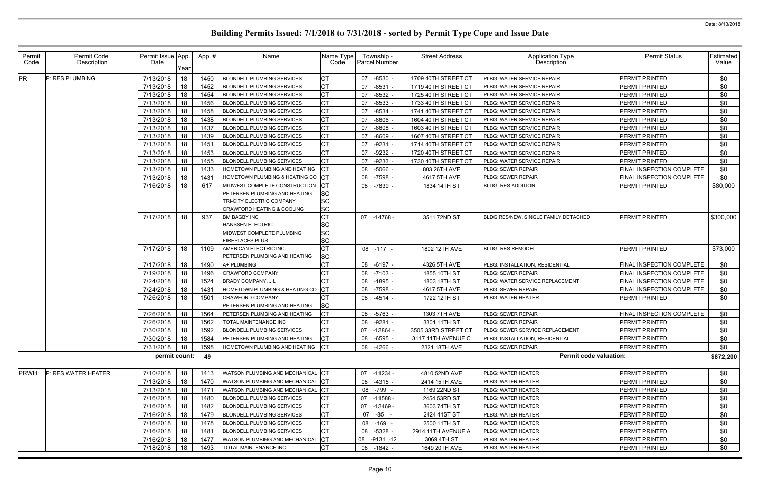# Building Permits Issued: 7/1/2018 to 7/31/2018 - sorted by Permit Type Cope and Issue Date

Date: 8/13/2018

| Permit Code | Permit Code Description | Permit Issue Date | App. Year | App. # | Name | Name Type Code | Township - Parcel Number | Street Address | Application Type Description | Permit Status | Estimated Value |
|---|---|---|---|---|---|---|---|---|---|---|---|
| PR | P: RES PLUMBING | 7/13/2018 | 18 | 1450 | BLONDELL PLUMBING SERVICES | CT | 07 -8530 - | 1709 40TH STREET CT | PLBG: WATER SERVICE REPAIR | PERMIT PRINTED | $0 |
| | | 7/13/2018 | 18 | 1452 | BLONDELL PLUMBING SERVICES | CT | 07 -8531 - | 1719 40TH STREET CT | PLBG: WATER SERVICE REPAIR | PERMIT PRINTED | $0 |
| | | 7/13/2018 | 18 | 1454 | BLONDELL PLUMBING SERVICES | CT | 07 -8532 - | 1725 40TH STREET CT | PLBG: WATER SERVICE REPAIR | PERMIT PRINTED | $0 |
| | | 7/13/2018 | 18 | 1456 | BLONDELL PLUMBING SERVICES | CT | 07 -8533 - | 1733 40TH STREET CT | PLBG: WATER SERVICE REPAIR | PERMIT PRINTED | $0 |
| | | 7/13/2018 | 18 | 1458 | BLONDELL PLUMBING SERVICES | CT | 07 -8534 - | 1741 40TH STREET CT | PLBG: WATER SERVICE REPAIR | PERMIT PRINTED | $0 |
| | | 7/13/2018 | 18 | 1438 | BLONDELL PLUMBING SERVICES | CT | 07 -8606 - | 1604 40TH STREET CT | PLBG: WATER SERVICE REPAIR | PERMIT PRINTED | $0 |
| | | 7/13/2018 | 18 | 1437 | BLONDELL PLUMBING SERVICES | CT | 07 -8608 - | 1603 40TH STREET CT | PLBG: WATER SERVICE REPAIR | PERMIT PRINTED | $0 |
| | | 7/13/2018 | 18 | 1439 | BLONDELL PLUMBING SERVICES | CT | 07 -8609 - | 1607 40TH STREET CT | PLBG: WATER SERVICE REPAIR | PERMIT PRINTED | $0 |
| | | 7/13/2018 | 18 | 1451 | BLONDELL PLUMBING SERVICES | CT | 07 -9231 - | 1714 40TH STREET CT | PLBG: WATER SERVICE REPAIR | PERMIT PRINTED | $0 |
| | | 7/13/2018 | 18 | 1453 | BLONDELL PLUMBING SERVICES | CT | 07 -9232 - | 1720 40TH STREET CT | PLBG: WATER SERVICE REPAIR | PERMIT PRINTED | $0 |
| | | 7/13/2018 | 18 | 1455 | BLONDELL PLUMBING SERVICES | CT | 07 -9233 - | 1730 40TH STREET CT | PLBG: WATER SERVICE REPAIR | PERMIT PRINTED | $0 |
| | | 7/13/2018 | 18 | 1433 | HOMETOWN PLUMBING AND HEATING | CT | 08 -5066 - | 803 26TH AVE | PLBG: SEWER REPAIR | FINAL INSPECTION COMPLETE | $0 |
| | | 7/13/2018 | 18 | 1431 | HOMETOWN PLUMBING & HEATING CO | CT | 08 -7598 - | 4617 5TH AVE | PLBG: SEWER REPAIR | FINAL INSPECTION COMPLETE | $0 |
| | | 7/16/2018 | 18 | 617 | MIDWEST COMPLETE CONSTRUCTION<br>PETERSEN PLUMBING AND HEATING<br>TRI-CITY ELECTRIC COMPANY<br>CRAWFORD HEATING & COOLING | CT<br>SC<br>SC<br>SC | 08 -7839 - | 1834 14TH ST | BLDG: RES ADDITION | PERMIT PRINTED | $80,000 |
| | | 7/17/2018 | 18 | 937 | BM BAGBY INC<br>HANSSEN ELECTRIC<br>MIDWEST COMPLETE PLUMBING<br>FIREPLACES PLUS | CT<br>SC<br>SC<br>SC | 07 -14768 - | 3511 72ND ST | BLDG:RES/NEW, SINGLE FAMILY DETACHED | PERMIT PRINTED | $300,000 |
| | | 7/17/2018 | 18 | 1109 | AMERICAN ELECTRIC INC<br>PETERSEN PLUMBING AND HEATING | CT<br>SC | 08 -117 - | 1802 12TH AVE | BLDG: RES REMODEL | PERMIT PRINTED | $73,000 |
| | | 7/17/2018 | 18 | 1490 | A+ PLUMBING | CT | 08 -6197 - | 4326 5TH AVE | PLBG: INSTALLATION, RESIDENTIAL | FINAL INSPECTION COMPLETE | $0 |
| | | 7/19/2018 | 18 | 1496 | CRAWFORD COMPANY | CT | 08 -7103 - | 1855 10TH ST | PLBG: SEWER REPAIR | FINAL INSPECTION COMPLETE | $0 |
| | | 7/24/2018 | 18 | 1524 | BRADY COMPANY, J L | CT | 08 -1895 - | 1803 18TH ST | PLBG: WATER SERVICE REPLACEMENT | FINAL INSPECTION COMPLETE | $0 |
| | | 7/24/2018 | 18 | 1431 | HOMETOWN PLUMBING & HEATING CO | CT | 08 -7598 - | 4617 5TH AVE | PLBG: SEWER REPAIR | FINAL INSPECTION COMPLETE | $0 |
| | | 7/26/2018 | 18 | 1501 | CRAWFORD COMPANY<br>PETERSEN PLUMBING AND HEATING | CT<br>SC | 08 -4514 - | 1722 12TH ST | PLBG: WATER HEATER | PERMIT PRINTED | $0 |
| | | 7/26/2018 | 18 | 1564 | PETERSEN PLUMBING AND HEATING | CT | 08 -5763 - | 1303 7TH AVE | PLBG: SEWER REPAIR | FINAL INSPECTION COMPLETE | $0 |
| | | 7/26/2018 | 18 | 1562 | TOTAL MAINTENANCE INC | CT | 08 -9281 - | 3301 11TH ST | PLBG: SEWER REPAIR | PERMIT PRINTED | $0 |
| | | 7/30/2018 | 18 | 1592 | BLONDELL PLUMBING SERVICES | CT | 07 -13864 - | 3505 33RD STREET CT | PLBG: SEWER SERVICE REPLACEMENT | PERMIT PRINTED | $0 |
| | | 7/30/2018 | 18 | 1584 | PETERSEN PLUMBING AND HEATING | CT | 08 -6595 - | 3117 11TH AVENUE C | PLBG: INSTALLATION, RESIDENTIAL | PERMIT PRINTED | $0 |
| | | 7/31/2018 | 18 | 1598 | HOMETOWN PLUMBING AND HEATING | CT | 08 -4266 - | 2321 18TH AVE | PLBG: SEWER REPAIR | PERMIT PRINTED | $0 |
| | | **permit count:** | | **49** | | | | | **Permit code valuation:** | | **$872,200** |
| PRWH | P: RES WATER HEATER | 7/10/2018 | 18 | 1413 | WATSON PLUMBING AND MECHANICAL | CT | 07 -11234 - | 4810 52ND AVE | PLBG: WATER HEATER | PERMIT PRINTED | $0 |
| | | 7/13/2018 | 18 | 1470 | WATSON PLUMBING AND MECHANICAL | CT | 08 -4315 - | 2414 15TH AVE | PLBG: WATER HEATER | PERMIT PRINTED | $0 |
| | | 7/13/2018 | 18 | 1471 | WATSON PLUMBING AND MECHANICAL | CT | 08 -799 - | 1169 22ND ST | PLBG: WATER HEATER | PERMIT PRINTED | $0 |
| | | 7/16/2018 | 18 | 1480 | BLONDELL PLUMBING SERVICES | CT | 07 -11588 - | 2454 53RD ST | PLBG: WATER HEATER | PERMIT PRINTED | $0 |
| | | 7/16/2018 | 18 | 1482 | BLONDELL PLUMBING SERVICES | CT | 07 -13469 - | 3603 74TH ST | PLBG: WATER HEATER | PERMIT PRINTED | $0 |
| | | 7/16/2018 | 18 | 1479 | BLONDELL PLUMBING SERVICES | CT | 07 -85 - | 2424 41ST ST | PLBG: WATER HEATER | PERMIT PRINTED | $0 |
| | | 7/16/2018 | 18 | 1478 | BLONDELL PLUMBING SERVICES | CT | 08 -169 - | 2500 11TH ST | PLBG: WATER HEATER | PERMIT PRINTED | $0 |
| | | 7/16/2018 | 18 | 1481 | BLONDELL PLUMBING SERVICES | CT | 08 -5328 - | 2914 11TH AVENUE A | PLBG: WATER HEATER | PERMIT PRINTED | $0 |
| | | 7/16/2018 | 18 | 1477 | WATSON PLUMBING AND MECHANICAL | CT | 08 -9131 -12 | 3069 4TH ST | PLBG: WATER HEATER | PERMIT PRINTED | $0 |
| | | 7/18/2018 | 18 | 1493 | TOTAL MAINTENANCE INC | CT | 08 -1842 - | 1649 20TH AVE | PLBG: WATER HEATER | PERMIT PRINTED | $0 |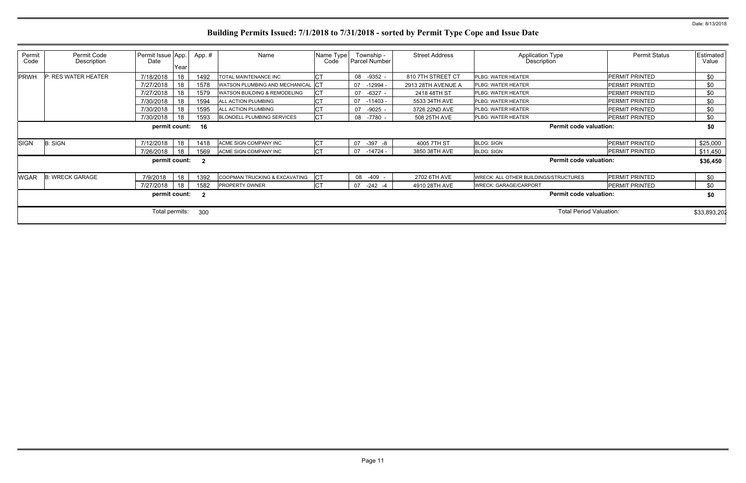Date: 8/13/2018

# Building Permits Issued: 7/1/2018 to 7/31/2018 - sorted by Permit Type Cope and Issue Date

| Permit Code | Permit Code Description | Permit Issue Date | App. Year | App. # | Name | Name Type Code | Township - Parcel Number | Street Address | Application Type Description | Permit Status | Estimated Value |
|---|---|---|---|---|---|---|---|---|---|---|---|
| PRWH | P: RES WATER HEATER | 7/18/2018 | 18 | 1492 | TOTAL MAINTENANCE INC | CT | 08 -9352 - | 810 7TH STREET CT | PLBG: WATER HEATER | PERMIT PRINTED | $0 |
| | | 7/27/2018 | 18 | 1578 | WATSON PLUMBING AND MECHANICAL | CT | 07 -12994 - | 2913 28TH AVENUE A | PLBG: WATER HEATER | PERMIT PRINTED | $0 |
| | | 7/27/2018 | 18 | 1579 | WATSON BUILDING & REMODELING | CT | 07 -6327 - | 2418 48TH ST | PLBG: WATER HEATER | PERMIT PRINTED | $0 |
| | | 7/30/2018 | 18 | 1594 | ALL ACTION PLUMBING | CT | 07 -11403 - | 5533 34TH AVE | PLBG: WATER HEATER | PERMIT PRINTED | $0 |
| | | 7/30/2018 | 18 | 1595 | ALL ACTION PLUMBING | CT | 07 -9025 - | 3726 22ND AVE | PLBG: WATER HEATER | PERMIT PRINTED | $0 |
| | | 7/30/2018 | 18 | 1593 | BLONDELL PLUMBING SERVICES | CT | 08 -7780 - | 508 25TH AVE | PLBG: WATER HEATER | PERMIT PRINTED | $0 |
| | | permit count: | | 16 | | | | | Permit code valuation: | | $0 |
| SIGN | B: SIGN | 7/12/2018 | 18 | 1418 | ACME SIGN COMPANY INC | CT | 07 -397 -8 | 4005 7TH ST | BLDG: SIGN | PERMIT PRINTED | $25,000 |
| | | 7/26/2018 | 18 | 1569 | ACME SIGN COMPANY INC | CT | 07 -14724 - | 3850 38TH AVE | BLDG: SIGN | PERMIT PRINTED | $11,450 |
| | | permit count: | | 2 | | | | | Permit code valuation: | | $36,450 |
| WGAR | B: WRECK GARAGE | 7/9/2018 | 18 | 1392 | COOPMAN TRUCKING & EXCAVATING | CT | 08 -409 - | 2702 6TH AVE | WRECK: ALL OTHER BUILDINGS/STRUCTURES | PERMIT PRINTED | $0 |
| | | 7/27/2018 | 18 | 1582 | PROPERTY OWNER | CT | 07 -242 -4 | 4910 28TH AVE | WRECK: GARAGE/CARPORT | PERMIT PRINTED | $0 |
| | | permit count: | | 2 | | | | | Permit code valuation: | | $0 |
| | | Total permits: | | 300 | | | | | Total Period Valuation: | | $33,893,202 |